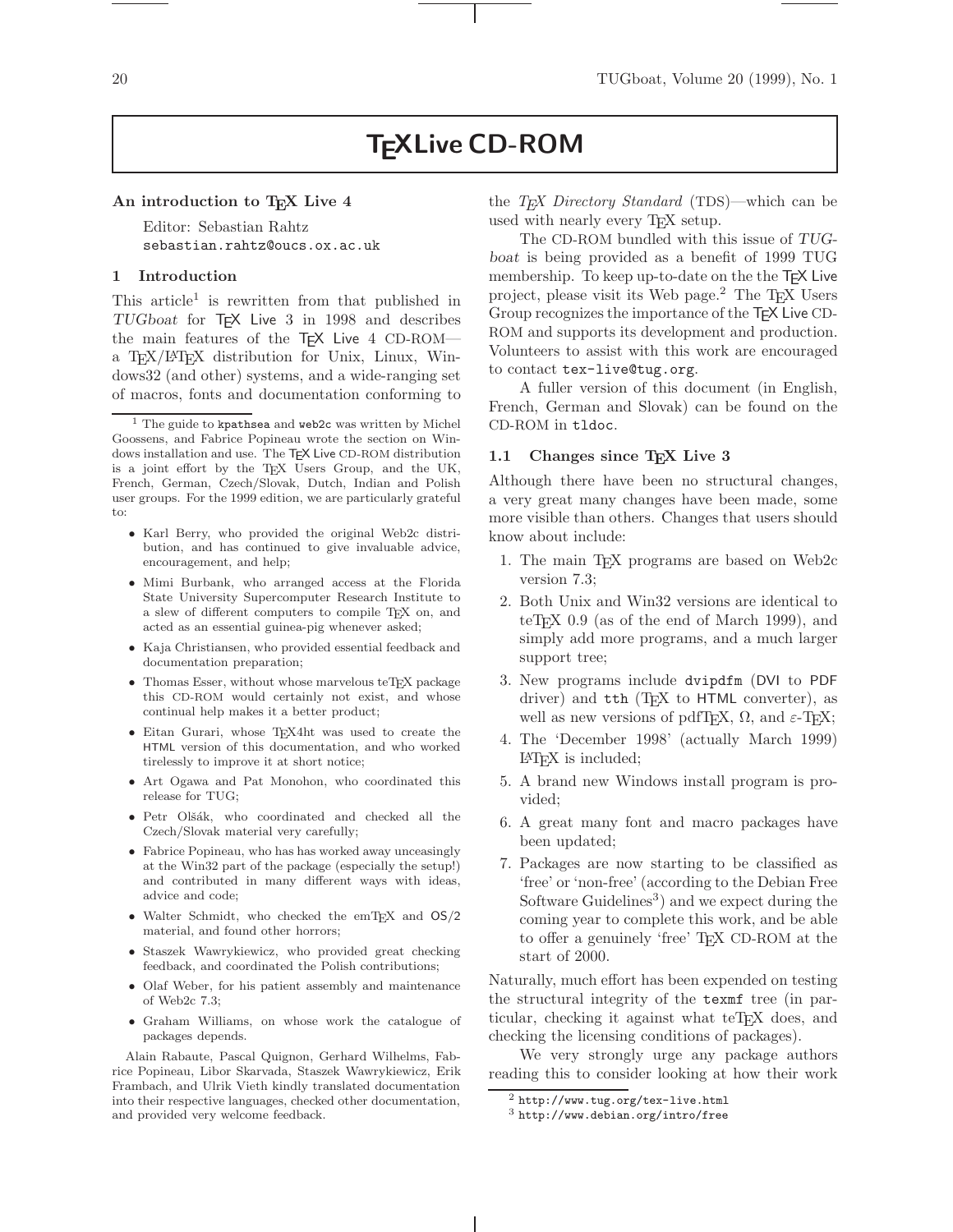# TEX Live CD-ROM

## An introduction to TEX Live 4

Editor: Sebastian Rahtz
sebastian.rahtz@oucs.ox.ac.uk

### 1 Introduction

This article[1] is rewritten from that published in *TUGboat* for TEX Live 3 in 1998 and describes the main features of the TEX Live 4 CD-ROM—a TEX/LATEX distribution for Unix, Linux, Windows32 (and other) systems, and a wide-ranging set of macros, fonts and documentation conforming to the *TEX Directory Standard* (TDS)—which can be used with nearly every TEX setup.

The CD-ROM bundled with this issue of *TUGboat* is being provided as a benefit of 1999 TUG membership. To keep up-to-date on the the TEX Live project, please visit its Web page.[2] The TEX Users Group recognizes the importance of the TEX Live CD-ROM and supports its development and production. Volunteers to assist with this work are encouraged to contact tex-live@tug.org.

A fuller version of this document (in English, French, German and Slovak) can be found on the CD-ROM in tldoc.

#### 1.1 Changes since TEX Live 3

Although there have been no structural changes, a very great many changes have been made, some more visible than others. Changes that users should know about include:

1. The main TEX programs are based on Web2c version 7.3;
2. Both Unix and Win32 versions are identical to teTEX 0.9 (as of the end of March 1999), and simply add more programs, and a much larger support tree;
3. New programs include dvipdfm (DVI to PDF driver) and tth (TEX to HTML converter), as well as new versions of pdfTEX, Ω, and ε-TEX;
4. The 'December 1998' (actually March 1999) LATEX is included;
5. A brand new Windows install program is provided;
6. A great many font and macro packages have been updated;
7. Packages are now starting to be classified as 'free' or 'non-free' (according to the Debian Free Software Guidelines[3]) and we expect during the coming year to complete this work, and be able to offer a genuinely 'free' TEX CD-ROM at the start of 2000.

Naturally, much effort has been expended on testing the structural integrity of the texmf tree (in particular, checking it against what teTEX does, and checking the licensing conditions of packages).

We very strongly urge any package authors reading this to consider looking at how their work

---

[1] The guide to kpathsea and web2c was written by Michel Goossens, and Fabrice Popineau wrote the section on Windows installation and use. The TEX Live CD-ROM distribution is a joint effort by the TEX Users Group, and the UK, French, German, Czech/Slovak, Dutch, Indian and Polish user groups. For the 1999 edition, we are particularly grateful to:

- Karl Berry, who provided the original Web2c distribution, and has continued to give invaluable advice, encouragement, and help;
- Mimi Burbank, who arranged access at the Florida State University Supercomputer Research Institute to a slew of different computers to compile TEX on, and acted as an essential guinea-pig whenever asked;
- Kaja Christiansen, who provided essential feedback and documentation preparation;
- Thomas Esser, without whose marvelous teTEX package this CD-ROM would certainly not exist, and whose continual help makes it a better product;
- Eitan Gurari, whose TEX4ht was used to create the HTML version of this documentation, and who worked tirelessly to improve it at short notice;
- Art Ogawa and Pat Monohon, who coordinated this release for TUG;
- Petr Olšák, who coordinated and checked all the Czech/Slovak material very carefully;
- Fabrice Popineau, who has has worked away unceasingly at the Win32 part of the package (especially the setup!) and contributed in many different ways with ideas, advice and code;
- Walter Schmidt, who checked the emTEX and OS/2 material, and found other horrors;
- Staszek Wawrykiewicz, who provided great checking feedback, and coordinated the Polish contributions;
- Olaf Weber, for his patient assembly and maintenance of Web2c 7.3;
- Graham Williams, on whose work the catalogue of packages depends.

Alain Rabaute, Pascal Quignon, Gerhard Wilhelms, Fabrice Popineau, Libor Skarvada, Staszek Wawrykiewicz, Erik Frambach, and Ulrik Vieth kindly translated documentation into their respective languages, checked other documentation, and provided very welcome feedback.

[2] http://www.tug.org/tex-live.html

[3] http://www.debian.org/intro/free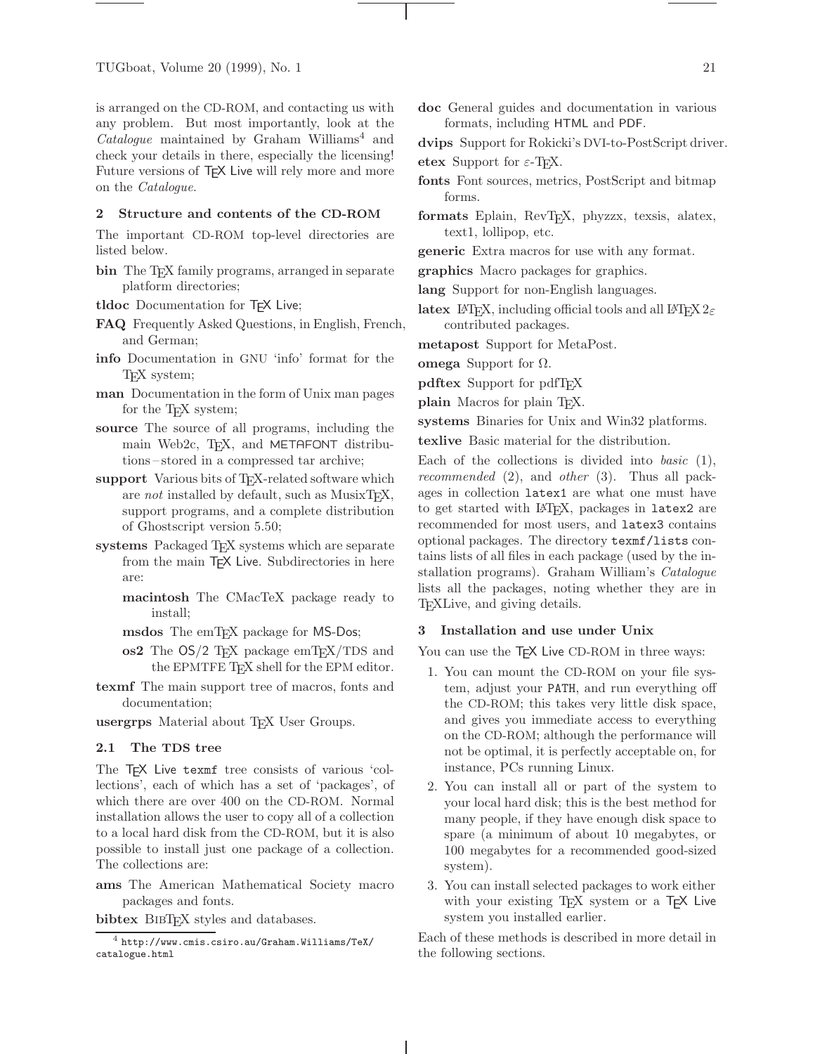is arranged on the CD-ROM, and contacting us with any problem. But most importantly, look at the *Catalogue* maintained by Graham Williams[4] and check your details in there, especially the licensing! Future versions of TEX Live will rely more and more on the *Catalogue*.

## 2 Structure and contents of the CD-ROM

The important CD-ROM top-level directories are listed below.

**bin** The TEX family programs, arranged in separate platform directories;

**tldoc** Documentation for TEX Live;

**FAQ** Frequently Asked Questions, in English, French, and German;

**info** Documentation in GNU 'info' format for the TEX system;

**man** Documentation in the form of Unix man pages for the TEX system;

**source** The source of all programs, including the main Web2c, TEX, and METAFONT distributions – stored in a compressed tar archive;

**support** Various bits of TEX-related software which are *not* installed by default, such as MusixTEX, support programs, and a complete distribution of Ghostscript version 5.50;

**systems** Packaged TEX systems which are separate from the main TEX Live. Subdirectories in here are:

- **macintosh** The CMacTeX package ready to install;
- **msdos** The emTEX package for MS-Dos;
- **os2** The OS/2 TEX package emTEX/TDS and the EPMTFE TEX shell for the EPM editor.

**texmf** The main support tree of macros, fonts and documentation;

**usergrps** Material about TEX User Groups.

### 2.1 The TDS tree

The TEX Live `texmf` tree consists of various 'collections', each of which has a set of 'packages', of which there are over 400 on the CD-ROM. Normal installation allows the user to copy all of a collection to a local hard disk from the CD-ROM, but it is also possible to install just one package of a collection. The collections are:

**ams** The American Mathematical Society macro packages and fonts.

**bibtex** BIBTEX styles and databases.

**doc** General guides and documentation in various formats, including HTML and PDF.

**dvips** Support for Rokicki's DVI-to-PostScript driver.

**etex** Support for $\varepsilon$-TEX.

**fonts** Font sources, metrics, PostScript and bitmap forms.

**formats** Eplain, RevTEX, phyzzx, texsis, alatex, text1, lollipop, etc.

**generic** Extra macros for use with any format.

**graphics** Macro packages for graphics.

**lang** Support for non-English languages.

**latex** LATEX, including official tools and all LATEX $2_\varepsilon$ contributed packages.

**metapost** Support for MetaPost.

**omega** Support for $\Omega$.

**pdftex** Support for pdfTEX

**plain** Macros for plain TEX.

**systems** Binaries for Unix and Win32 platforms.

**texlive** Basic material for the distribution.

Each of the collections is divided into *basic* (1), *recommended* (2), and *other* (3). Thus all packages in collection `latex1` are what one must have to get started with LATEX, packages in `latex2` are recommended for most users, and `latex3` contains optional packages. The directory `texmf/lists` contains lists of all files in each package (used by the installation programs). Graham William's *Catalogue* lists all the packages, noting whether they are in TEXLive, and giving details.

## 3 Installation and use under Unix

You can use the TEX Live CD-ROM in three ways:

1. You can mount the CD-ROM on your file system, adjust your `PATH`, and run everything off the CD-ROM; this takes very little disk space, and gives you immediate access to everything on the CD-ROM; although the performance will not be optimal, it is perfectly acceptable on, for instance, PCs running Linux.
2. You can install all or part of the system to your local hard disk; this is the best method for many people, if they have enough disk space to spare (a minimum of about 10 megabytes, or 100 megabytes for a recommended good-sized system).
3. You can install selected packages to work either with your existing TEX system or a TEX Live system you installed earlier.

Each of these methods is described in more detail in the following sections.

[4] `http://www.cmis.csiro.au/Graham.Williams/TeX/catalogue.html`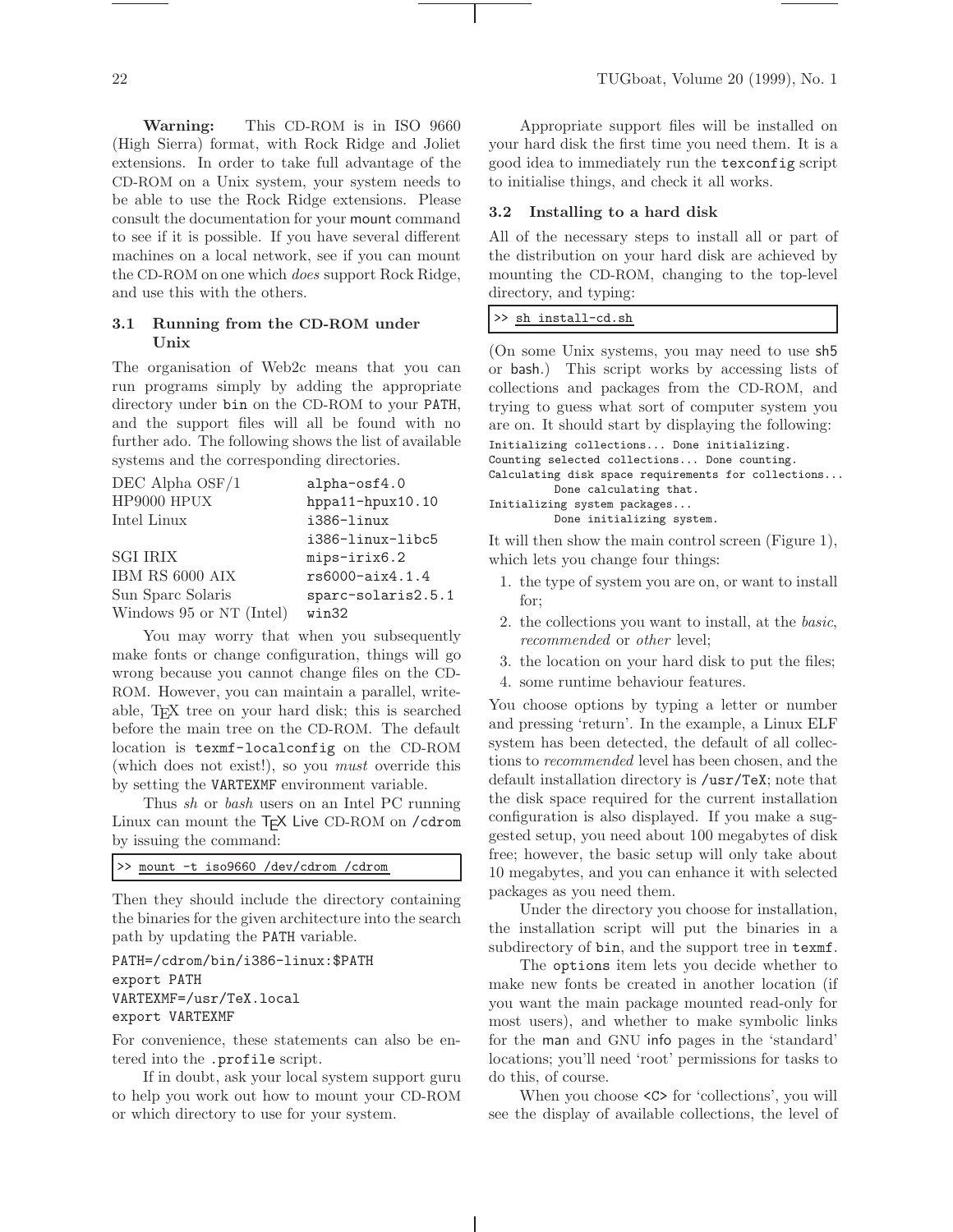**Warning:** This CD-ROM is in ISO 9660 (High Sierra) format, with Rock Ridge and Joliet extensions. In order to take full advantage of the CD-ROM on a Unix system, your system needs to be able to use the Rock Ridge extensions. Please consult the documentation for your mount command to see if it is possible. If you have several different machines on a local network, see if you can mount the CD-ROM on one which *does* support Rock Ridge, and use this with the others.

### 3.1 Running from the CD-ROM under Unix

The organisation of Web2c means that you can run programs simply by adding the appropriate directory under bin on the CD-ROM to your PATH, and the support files will all be found with no further ado. The following shows the list of available systems and the corresponding directories.

| | |
|---|---|
| DEC Alpha OSF/1 | alpha-osf4.0 |
| HP9000 HPUX | hppa11-hpux10.10 |
| Intel Linux | i386-linux |
| | i386-linux-libc5 |
| SGI IRIX | mips-irix6.2 |
| IBM RS 6000 AIX | rs6000-aix4.1.4 |
| Sun Sparc Solaris | sparc-solaris2.5.1 |
| Windows 95 or NT (Intel) | win32 |

You may worry that when you subsequently make fonts or change configuration, things will go wrong because you cannot change files on the CD-ROM. However, you can maintain a parallel, writeable, TEX tree on your hard disk; this is searched before the main tree on the CD-ROM. The default location is texmf-localconfig on the CD-ROM (which does not exist!), so you *must* override this by setting the VARTEXMF environment variable.

Thus *sh* or *bash* users on an Intel PC running Linux can mount the TEX Live CD-ROM on /cdrom by issuing the command:

```
>> mount -t iso9660 /dev/cdrom /cdrom
```

Then they should include the directory containing the binaries for the given architecture into the search path by updating the PATH variable.

```
PATH=/cdrom/bin/i386-linux:$PATH
export PATH
VARTEXMF=/usr/TeX.local
export VARTEXMF
```

For convenience, these statements can also be entered into the .profile script.

If in doubt, ask your local system support guru to help you work out how to mount your CD-ROM or which directory to use for your system.

Appropriate support files will be installed on your hard disk the first time you need them. It is a good idea to immediately run the texconfig script to initialise things, and check it all works.

### 3.2 Installing to a hard disk

All of the necessary steps to install all or part of the distribution on your hard disk are achieved by mounting the CD-ROM, changing to the top-level directory, and typing:

```
>> sh install-cd.sh
```

(On some Unix systems, you may need to use sh5 or bash.) This script works by accessing lists of collections and packages from the CD-ROM, and trying to guess what sort of computer system you are on. It should start by displaying the following:

```
Initializing collections... Done initializing.
Counting selected collections... Done counting.
Calculating disk space requirements for collections...
          Done calculating that.
Initializing system packages...
          Done initializing system.
```

It will then show the main control screen (Figure 1), which lets you change four things:

1. the type of system you are on, or want to install for;
2. the collections you want to install, at the *basic*, *recommended* or *other* level;
3. the location on your hard disk to put the files;
4. some runtime behaviour features.

You choose options by typing a letter or number and pressing 'return'. In the example, a Linux ELF system has been detected, the default of all collections to *recommended* level has been chosen, and the default installation directory is /usr/TeX; note that the disk space required for the current installation configuration is also displayed. If you make a suggested setup, you need about 100 megabytes of disk free; however, the basic setup will only take about 10 megabytes, and you can enhance it with selected packages as you need them.

Under the directory you choose for installation, the installation script will put the binaries in a subdirectory of bin, and the support tree in texmf.

The options item lets you decide whether to make new fonts be created in another location (if you want the main package mounted read-only for most users), and whether to make symbolic links for the man and GNU info pages in the 'standard' locations; you'll need 'root' permissions for tasks to do this, of course.

When you choose <C> for 'collections', you will see the display of available collections, the level of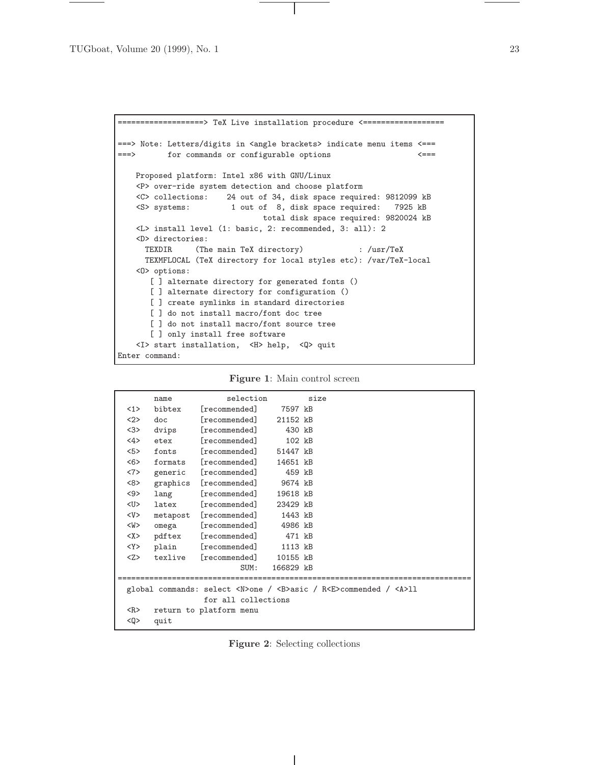```
===================> TeX Live installation procedure <==================

===> Note: Letters/digits in <angle brackets> indicate menu items <===
===>       for commands or configurable options                   <===

    Proposed platform: Intel x86 with GNU/Linux
    <P> over-ride system detection and choose platform
    <C> collections:    24 out of 34, disk space required: 9812099 kB
    <S> systems:         1 out of  8, disk space required:    7925 kB
                                total disk space required: 9820024 kB
    <L> install level (1: basic, 2: recommended, 3: all): 2
    <D> directories:
      TEXDIR     (The main TeX directory)            : /usr/TeX
      TEXMFLOCAL (TeX directory for local styles etc): /var/TeX-local
    <O> options:
       [ ] alternate directory for generated fonts ()
       [ ] alternate directory for configuration ()
       [ ] create symlinks in standard directories
       [ ] do not install macro/font doc tree
       [ ] do not install macro/font source tree
       [ ] only install free software
    <I> start installation,  <H> help,  <Q> quit
Enter command:
```

**Figure 1**: Main control screen

```
       name          selection          size
  <1>  bibtex    [recommended]     7597 kB
  <2>  doc       [recommended]    21152 kB
  <3>  dvips     [recommended]      430 kB
  <4>  etex      [recommended]      102 kB
  <5>  fonts     [recommended]    51447 kB
  <6>  formats   [recommended]    14651 kB
  <7>  generic   [recommended]      459 kB
  <8>  graphics  [recommended]     9674 kB
  <9>  lang      [recommended]    19618 kB
  <U>  latex     [recommended]    23429 kB
  <V>  metapost  [recommended]     1443 kB
  <W>  omega     [recommended]     4986 kB
  <X>  pdftex    [recommended]      471 kB
  <Y>  plain     [recommended]     1113 kB
  <Z>  texlive   [recommended]    10155 kB
                            SUM:  166829 kB
==============================================================================
  global commands: select <N>one / <B>asic / R<E>commended / <A>ll
                  for all collections
  <R>   return to platform menu
  <Q>   quit
```

**Figure 2**: Selecting collections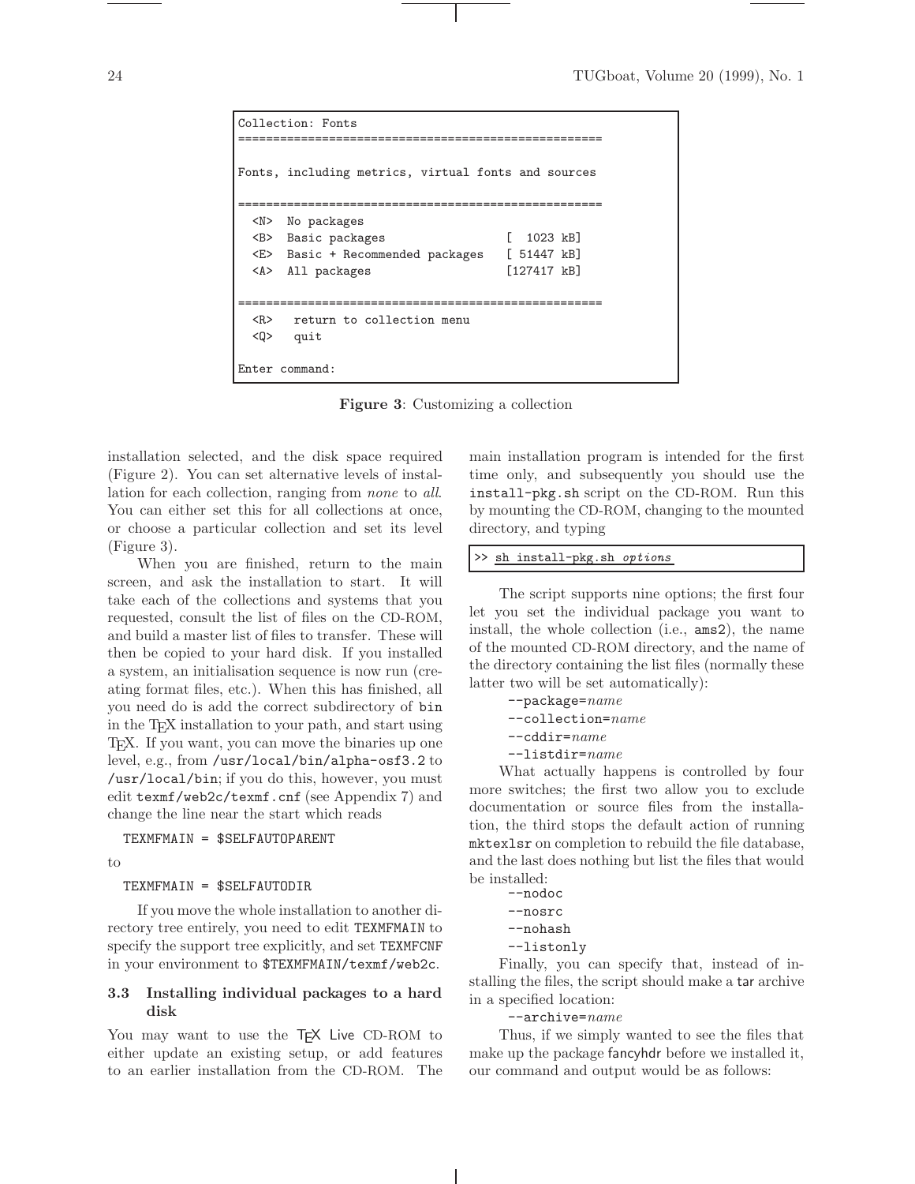```
Collection: Fonts
===================================================

Fonts, including metrics, virtual fonts and sources

===================================================
  <N>  No packages
  <B>  Basic packages                   [  1023 kB]
  <E>  Basic + Recommended packages     [ 51447 kB]
  <A>  All packages                     [127417 kB]

===================================================
  <R>   return to collection menu
  <Q>   quit

Enter command:
```

**Figure 3**: Customizing a collection

installation selected, and the disk space required (Figure 2). You can set alternative levels of installation for each collection, ranging from *none* to *all*. You can either set this for all collections at once, or choose a particular collection and set its level (Figure 3).

When you are finished, return to the main screen, and ask the installation to start. It will take each of the collections and systems that you requested, consult the list of files on the CD-ROM, and build a master list of files to transfer. These will then be copied to your hard disk. If you installed a system, an initialisation sequence is now run (creating format files, etc.). When this has finished, all you need do is add the correct subdirectory of `bin` in the TeX installation to your path, and start using TeX. If you want, you can move the binaries up one level, e.g., from `/usr/local/bin/alpha-osf3.2` to `/usr/local/bin`; if you do this, however, you must edit `texmf/web2c/texmf.cnf` (see Appendix 7) and change the line near the start which reads

```
TEXMFMAIN = $SELFAUTOPARENT
```

to

```
TEXMFMAIN = $SELFAUTODIR
```

If you move the whole installation to another directory tree entirely, you need to edit `TEXMFMAIN` to specify the support tree explicitly, and set `TEXMFCNF` in your environment to `$TEXMFMAIN/texmf/web2c`.

### 3.3 Installing individual packages to a hard disk

You may want to use the TeX Live CD-ROM to either update an existing setup, or add features to an earlier installation from the CD-ROM. The main installation program is intended for the first time only, and subsequently you should use the `install-pkg.sh` script on the CD-ROM. Run this by mounting the CD-ROM, changing to the mounted directory, and typing

```
>> sh install-pkg.sh options
```

The script supports nine options; the first four let you set the individual package you want to install, the whole collection (i.e., `ams2`), the name of the mounted CD-ROM directory, and the name of the directory containing the list files (normally these latter two will be set automatically):

- `--package=`*name*
- `--collection=`*name*
- `--cddir=`*name*
- `--listdir=`*name*

What actually happens is controlled by four more switches; the first two allow you to exclude documentation or source files from the installation, the third stops the default action of running `mktexlsr` on completion to rebuild the file database, and the last does nothing but list the files that would be installed:

- `--nodoc`
- `--nosrc`
- `--nohash`
- `--listonly`

Finally, you can specify that, instead of installing the files, the script should make a tar archive in a specified location:

- `--archive=`*name*

Thus, if we simply wanted to see the files that make up the package fancyhdr before we installed it, our command and output would be as follows: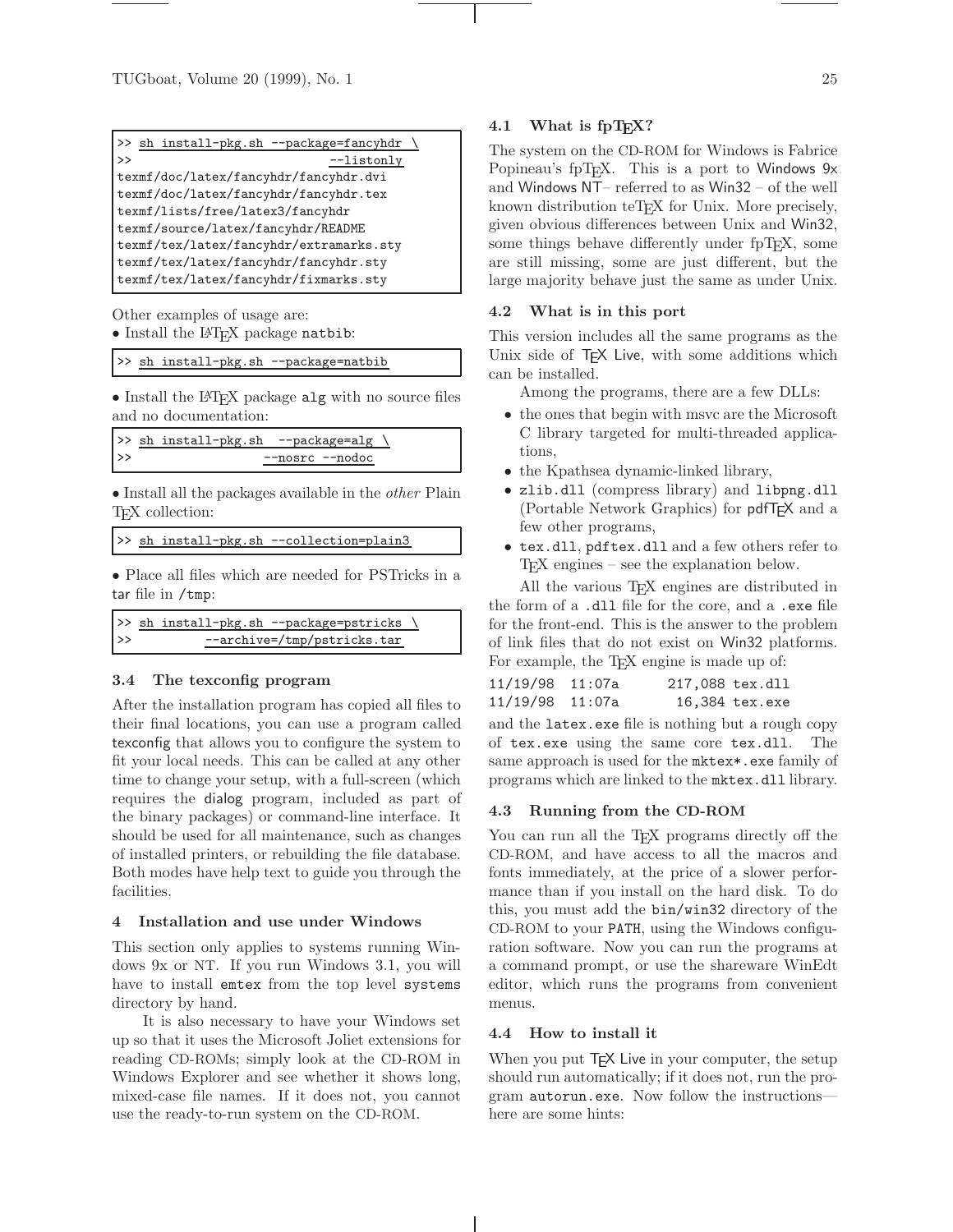```
>> sh install-pkg.sh --package=fancyhdr \
>>                            --listonly
texmf/doc/latex/fancyhdr/fancyhdr.dvi
texmf/doc/latex/fancyhdr/fancyhdr.tex
texmf/lists/free/latex3/fancyhdr
texmf/source/latex/fancyhdr/README
texmf/tex/latex/fancyhdr/extramarks.sty
texmf/tex/latex/fancyhdr/fancyhdr.sty
texmf/tex/latex/fancyhdr/fixmarks.sty
```

Other examples of usage are:

- Install the LaTeX package natbib:

```
>> sh install-pkg.sh --package=natbib
```

- Install the LaTeX package alg with no source files and no documentation:

```
>> sh install-pkg.sh  --package=alg \
>>                    --nosrc --nodoc
```

- Install all the packages available in the *other* Plain TeX collection:

```
>> sh install-pkg.sh --collection=plain3
```

- Place all files which are needed for PSTricks in a tar file in /tmp:

```
>> sh install-pkg.sh --package=pstricks \
>>           --archive=/tmp/pstricks.tar
```

### 3.4 The texconfig program

After the installation program has copied all files to their final locations, you can use a program called texconfig that allows you to configure the system to fit your local needs. This can be called at any other time to change your setup, with a full-screen (which requires the dialog program, included as part of the binary packages) or command-line interface. It should be used for all maintenance, such as changes of installed printers, or rebuilding the file database. Both modes have help text to guide you through the facilities.

## 4 Installation and use under Windows

This section only applies to systems running Windows 9x or NT. If you run Windows 3.1, you will have to install emtex from the top level systems directory by hand.

It is also necessary to have your Windows set up so that it uses the Microsoft Joliet extensions for reading CD-ROMs; simply look at the CD-ROM in Windows Explorer and see whether it shows long, mixed-case file names. If it does not, you cannot use the ready-to-run system on the CD-ROM.

### 4.1 What is fpTeX?

The system on the CD-ROM for Windows is Fabrice Popineau's fpTeX. This is a port to Windows 9x and Windows NT– referred to as Win32 – of the well known distribution teTeX for Unix. More precisely, given obvious differences between Unix and Win32, some things behave differently under fpTeX, some are still missing, some are just different, but the large majority behave just the same as under Unix.

### 4.2 What is in this port

This version includes all the same programs as the Unix side of TeX Live, with some additions which can be installed.

Among the programs, there are a few DLLs:

- the ones that begin with msvc are the Microsoft C library targeted for multi-threaded applications,
- the Kpathsea dynamic-linked library,
- zlib.dll (compress library) and libpng.dll (Portable Network Graphics) for pdfTeX and a few other programs,
- tex.dll, pdftex.dll and a few others refer to TeX engines – see the explanation below.

All the various TeX engines are distributed in the form of a .dll file for the core, and a .exe file for the front-end. This is the answer to the problem of link files that do not exist on Win32 platforms. For example, the TeX engine is made up of:

```
11/19/98  11:07a       217,088 tex.dll
11/19/98  11:07a        16,384 tex.exe
```

and the latex.exe file is nothing but a rough copy of tex.exe using the same core tex.dll. The same approach is used for the mktex*.exe family of programs which are linked to the mktex.dll library.

### 4.3 Running from the CD-ROM

You can run all the TeX programs directly off the CD-ROM, and have access to all the macros and fonts immediately, at the price of a slower performance than if you install on the hard disk. To do this, you must add the bin/win32 directory of the CD-ROM to your PATH, using the Windows configuration software. Now you can run the programs at a command prompt, or use the shareware WinEdt editor, which runs the programs from convenient menus.

### 4.4 How to install it

When you put TeX Live in your computer, the setup should run automatically; if it does not, run the program autorun.exe. Now follow the instructions—here are some hints: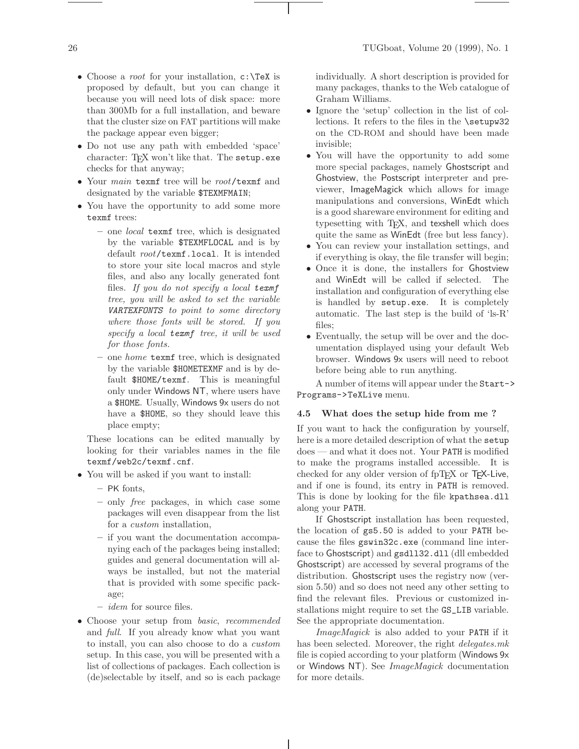- Choose a *root* for your installation, `c:\TeX` is proposed by default, but you can change it because you will need lots of disk space: more than 300Mb for a full installation, and beware that the cluster size on FAT partitions will make the package appear even bigger;
- Do not use any path with embedded 'space' character: TeX won't like that. The `setup.exe` checks for that anyway;
- Your *main* `texmf` tree will be *root*`/texmf` and designated by the variable `$TEXMFMAIN`;
- You have the opportunity to add some more `texmf` trees:
  - one *local* `texmf` tree, which is designated by the variable `$TEXMFLOCAL` and is by default *root*`/texmf.local`. It is intended to store your site local macros and style files, and also any locally generated font files. *If you do not specify a local `texmf` tree, you will be asked to set the variable `VARTEXFONTS` to point to some directory where those fonts will be stored. If you specify a local `texmf` tree, it will be used for those fonts.*
  - one *home* `texmf` tree, which is designated by the variable `$HOMETEXMF` and is by default `$HOME/texmf`. This is meaningful only under Windows NT, where users have a `$HOME`. Usually, Windows 9x users do not have a `$HOME`, so they should leave this place empty;

  These locations can be edited manually by looking for their variables names in the file `texmf/web2c/texmf.cnf`.
- You will be asked if you want to install:
  - PK fonts,
  - only *free* packages, in which case some packages will even disappear from the list for a *custom* installation,
  - if you want the documentation accompanying each of the packages being installed; guides and general documentation will always be installed, but not the material that is provided with some specific package;
  - *idem* for source files.
- Choose your setup from *basic*, *recommended* and *full*. If you already know what you want to install, you can also choose to do a *custom* setup. In this case, you will be presented with a list of collections of packages. Each collection is (de)selectable by itself, and so is each package individually. A short description is provided for many packages, thanks to the Web catalogue of Graham Williams.
- Ignore the 'setup' collection in the list of collections. It refers to the files in the `\setupw32` on the CD-ROM and should have been made invisible;
- You will have the opportunity to add some more special packages, namely Ghostscript and Ghostview, the Postscript interpreter and previewer, ImageMagick which allows for image manipulations and conversions, WinEdt which is a good shareware environment for editing and typesetting with TeX, and texshell which does quite the same as WinEdt (free but less fancy).
- You can review your installation settings, and if everything is okay, the file transfer will begin;
- Once it is done, the installers for Ghostview and WinEdt will be called if selected. The installation and configuration of everything else is handled by `setup.exe`. It is completely automatic. The last step is the build of 'ls-R' files;
- Eventually, the setup will be over and the documentation displayed using your default Web browser. Windows 9x users will need to reboot before being able to run anything.

A number of items will appear under the `Start->Programs->TeXLive` menu.

### 4.5 What does the setup hide from me ?

If you want to hack the configuration by yourself, here is a more detailed description of what the `setup` does — and what it does not. Your `PATH` is modified to make the programs installed accessible. It is checked for any older version of fpTeX or TeX-Live, and if one is found, its entry in `PATH` is removed. This is done by looking for the file `kpathsea.dll` along your `PATH`.

If Ghostscript installation has been requested, the location of `gs5.50` is added to your `PATH` because the files `gswin32c.exe` (command line interface to Ghostscript) and `gsdll32.dll` (dll embedded Ghostscript) are accessed by several programs of the distribution. Ghostscript uses the registry now (version 5.50) and so does not need any other setting to find the relevant files. Previous or customized installations might require to set the `GS_LIB` variable. See the appropriate documentation.

*ImageMagick* is also added to your `PATH` if it has been selected. Moreover, the right *delegates.mk* file is copied according to your platform (Windows 9x or Windows NT). See *ImageMagick* documentation for more details.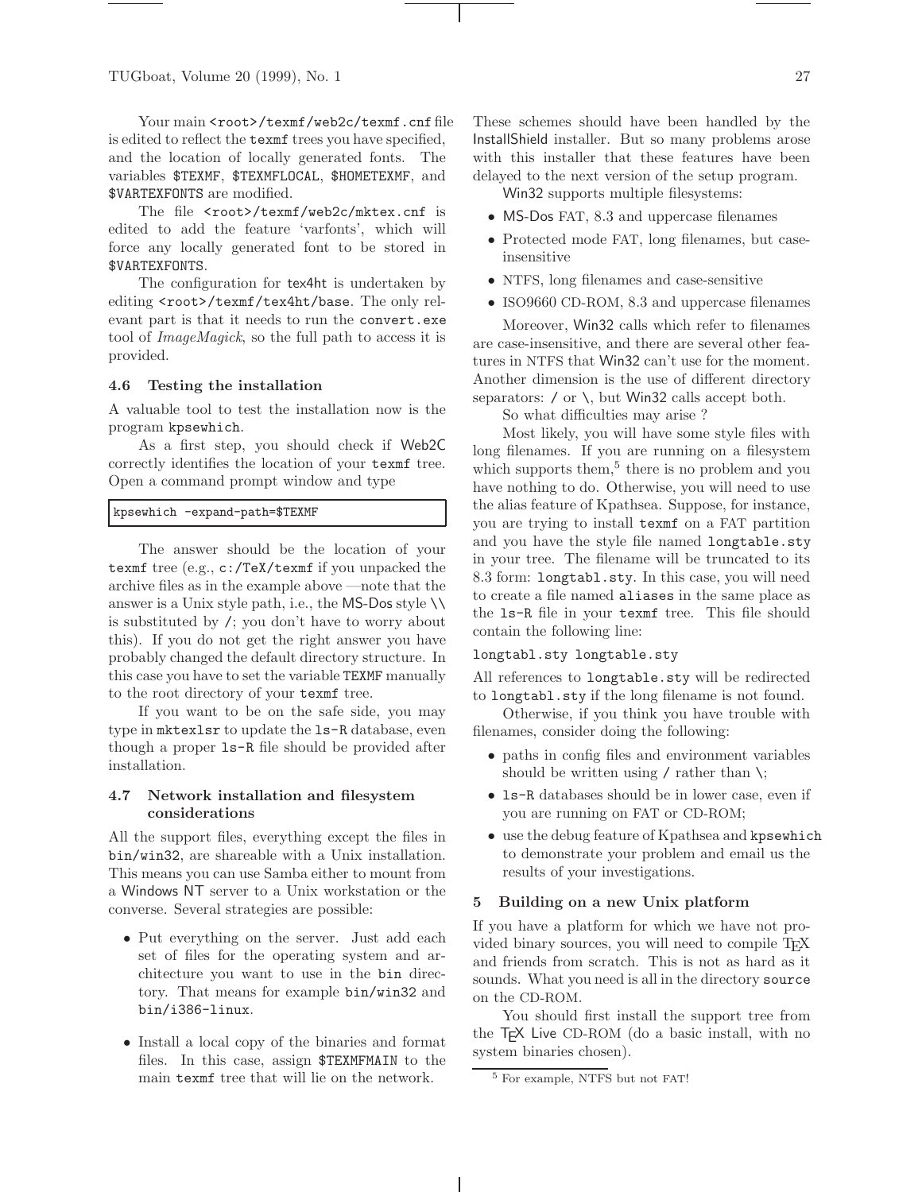Your main `<root>/texmf/web2c/texmf.cnf` file is edited to reflect the `texmf` trees you have specified, and the location of locally generated fonts. The variables `$TEXMF`, `$TEXMFLOCAL`, `$HOMETEXMF`, and `$VARTEXFONTS` are modified.

The file `<root>/texmf/web2c/mktex.cnf` is edited to add the feature 'varfonts', which will force any locally generated font to be stored in `$VARTEXFONTS`.

The configuration for tex4ht is undertaken by editing `<root>/texmf/tex4ht/base`. The only relevant part is that it needs to run the `convert.exe` tool of *ImageMagick*, so the full path to access it is provided.

### 4.6 Testing the installation

A valuable tool to test the installation now is the program `kpsewhich`.

As a first step, you should check if Web2C correctly identifies the location of your `texmf` tree. Open a command prompt window and type

```
kpsewhich -expand-path=$TEXMF
```

The answer should be the location of your `texmf` tree (e.g., `c:/TeX/texmf` if you unpacked the archive files as in the example above —note that the answer is a Unix style path, i.e., the MS-Dos style `\\` is substituted by `/`; you don't have to worry about this). If you do not get the right answer you have probably changed the default directory structure. In this case you have to set the variable `TEXMF` manually to the root directory of your `texmf` tree.

If you want to be on the safe side, you may type in `mktexlsr` to update the `ls-R` database, even though a proper `ls-R` file should be provided after installation.

### 4.7 Network installation and filesystem considerations

All the support files, everything except the files in `bin/win32`, are shareable with a Unix installation. This means you can use Samba either to mount from a Windows NT server to a Unix workstation or the converse. Several strategies are possible:

- Put everything on the server. Just add each set of files for the operating system and architecture you want to use in the `bin` directory. That means for example `bin/win32` and `bin/i386-linux`.
- Install a local copy of the binaries and format files. In this case, assign `$TEXMFMAIN` to the main `texmf` tree that will lie on the network.

These schemes should have been handled by the InstallShield installer. But so many problems arose with this installer that these features have been delayed to the next version of the setup program.

Win32 supports multiple filesystems:

- MS-Dos FAT, 8.3 and uppercase filenames
- Protected mode FAT, long filenames, but case-insensitive
- NTFS, long filenames and case-sensitive
- ISO9660 CD-ROM, 8.3 and uppercase filenames

Moreover, Win32 calls which refer to filenames are case-insensitive, and there are several other features in NTFS that Win32 can't use for the moment. Another dimension is the use of different directory separators: `/` or `\`, but Win32 calls accept both.

So what difficulties may arise ?

Most likely, you will have some style files with long filenames. If you are running on a filesystem which supports them,[5] there is no problem and you have nothing to do. Otherwise, you will need to use the alias feature of Kpathsea. Suppose, for instance, you are trying to install `texmf` on a FAT partition and you have the style file named `longtable.sty` in your tree. The filename will be truncated to its 8.3 form: `longtabl.sty`. In this case, you will need to create a file named `aliases` in the same place as the `ls-R` file in your `texmf` tree. This file should contain the following line:

```
longtabl.sty longtable.sty
```

All references to `longtable.sty` will be redirected to `longtabl.sty` if the long filename is not found.

Otherwise, if you think you have trouble with filenames, consider doing the following:

- paths in config files and environment variables should be written using `/` rather than `\`;
- `ls-R` databases should be in lower case, even if you are running on FAT or CD-ROM;
- use the debug feature of Kpathsea and `kpsewhich` to demonstrate your problem and email us the results of your investigations.

## 5 Building on a new Unix platform

If you have a platform for which we have not provided binary sources, you will need to compile TEX and friends from scratch. This is not as hard as it sounds. What you need is all in the directory `source` on the CD-ROM.

You should first install the support tree from the TEX Live CD-ROM (do a basic install, with no system binaries chosen).

[5] For example, NTFS but not FAT!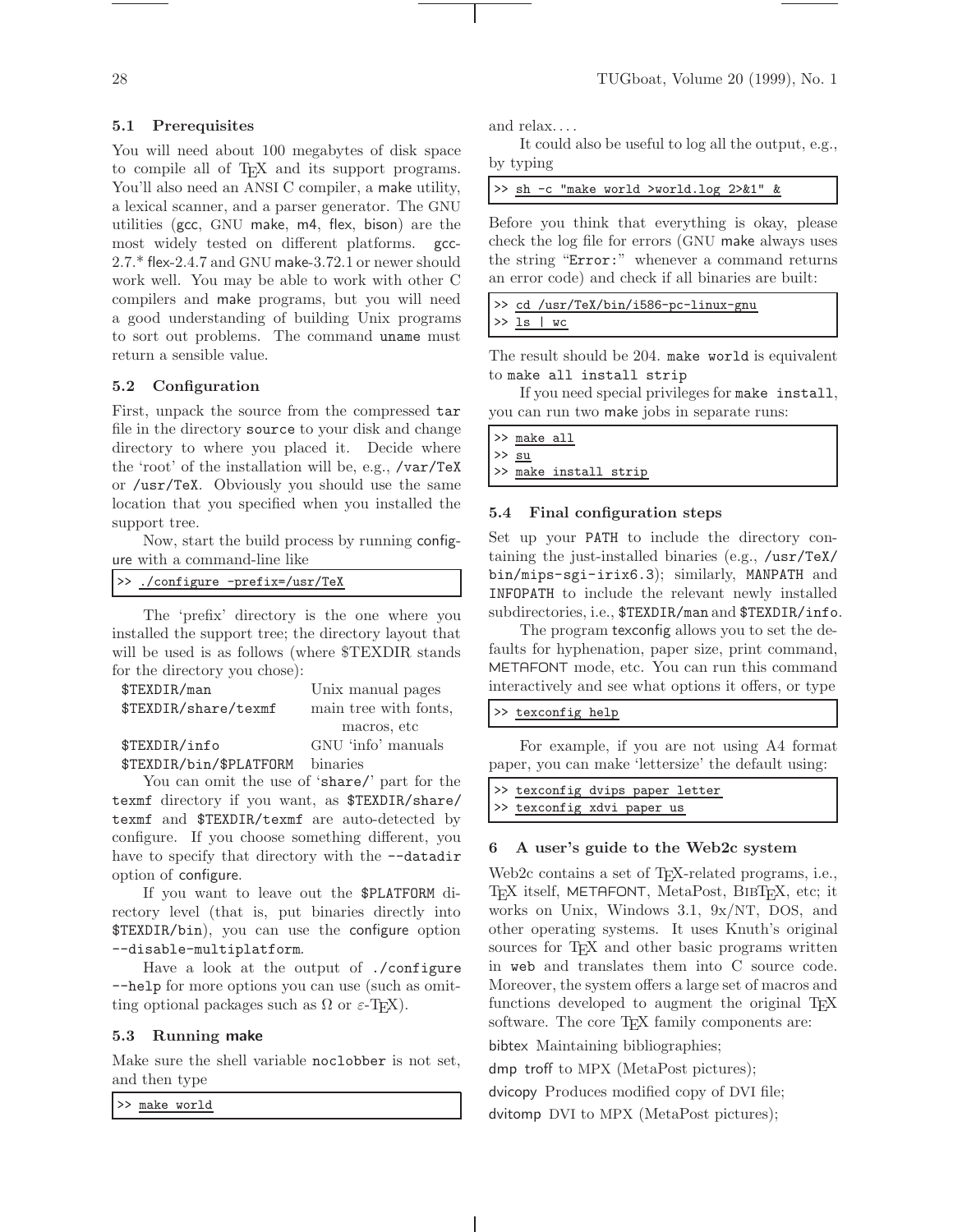### 5.1 Prerequisites

You will need about 100 megabytes of disk space to compile all of TeX and its support programs. You'll also need an ANSI C compiler, a make utility, a lexical scanner, and a parser generator. The GNU utilities (gcc, GNU make, m4, flex, bison) are the most widely tested on different platforms. gcc-2.7.* flex-2.4.7 and GNU make-3.72.1 or newer should work well. You may be able to work with other C compilers and make programs, but you will need a good understanding of building Unix programs to sort out problems. The command `uname` must return a sensible value.

### 5.2 Configuration

First, unpack the source from the compressed `tar` file in the directory `source` to your disk and change directory to where you placed it. Decide where the 'root' of the installation will be, e.g., `/var/TeX` or `/usr/TeX`. Obviously you should use the same location that you specified when you installed the support tree.

Now, start the build process by running configure with a command-line like

```
>> ./configure -prefix=/usr/TeX
```

The 'prefix' directory is the one where you installed the support tree; the directory layout that will be used is as follows (where $TEXDIR stands for the directory you chose):

| | |
|---|---|
| `$TEXDIR/man` | Unix manual pages |
| `$TEXDIR/share/texmf` | main tree with fonts, macros, etc |
| `$TEXDIR/info` | GNU 'info' manuals |
| `$TEXDIR/bin/$PLATFORM` | binaries |

You can omit the use of '`share/`' part for the `texmf` directory if you want, as `$TEXDIR/share/texmf` and `$TEXDIR/texmf` are auto-detected by configure. If you choose something different, you have to specify that directory with the `--datadir` option of configure.

If you want to leave out the `$PLATFORM` directory level (that is, put binaries directly into `$TEXDIR/bin`), you can use the configure option `--disable-multiplatform`.

Have a look at the output of `./configure --help` for more options you can use (such as omitting optional packages such as Ω or ε-TeX).

### 5.3 Running make

Make sure the shell variable `noclobber` is not set, and then type

```
>> make world
```

and relax....

It could also be useful to log all the output, e.g., by typing

```
>> sh -c "make world >world.log 2>&1" &
```

Before you think that everything is okay, please check the log file for errors (GNU make always uses the string "`Error:`" whenever a command returns an error code) and check if all binaries are built:

```
>> cd /usr/TeX/bin/i586-pc-linux-gnu
>> ls | wc
```

The result should be 204. `make world` is equivalent to `make all install strip`

If you need special privileges for `make install`, you can run two make jobs in separate runs:

```
>> make all
>> su
>> make install strip
```

### 5.4 Final configuration steps

Set up your `PATH` to include the directory containing the just-installed binaries (e.g., `/usr/TeX/bin/mips-sgi-irix6.3`); similarly, `MANPATH` and `INFOPATH` to include the relevant newly installed subdirectories, i.e., `$TEXDIR/man` and `$TEXDIR/info`.

The program texconfig allows you to set the defaults for hyphenation, paper size, print command, METAFONT mode, etc. You can run this command interactively and see what options it offers, or type

```
>> texconfig help
```

For example, if you are not using A4 format paper, you can make 'lettersize' the default using:

```
>> texconfig dvips paper letter
>> texconfig xdvi paper us
```

## 6 A user's guide to the Web2c system

Web2c contains a set of TeX-related programs, i.e., TeX itself, METAFONT, MetaPost, BibTeX, etc; it works on Unix, Windows 3.1, 9x/NT, DOS, and other operating systems. It uses Knuth's original sources for TeX and other basic programs written in `web` and translates them into C source code. Moreover, the system offers a large set of macros and functions developed to augment the original TeX software. The core TeX family components are:

bibtex Maintaining bibliographies;

dmp troff to MPX (MetaPost pictures);

dvicopy Produces modified copy of DVI file;

dvitomp DVI to MPX (MetaPost pictures);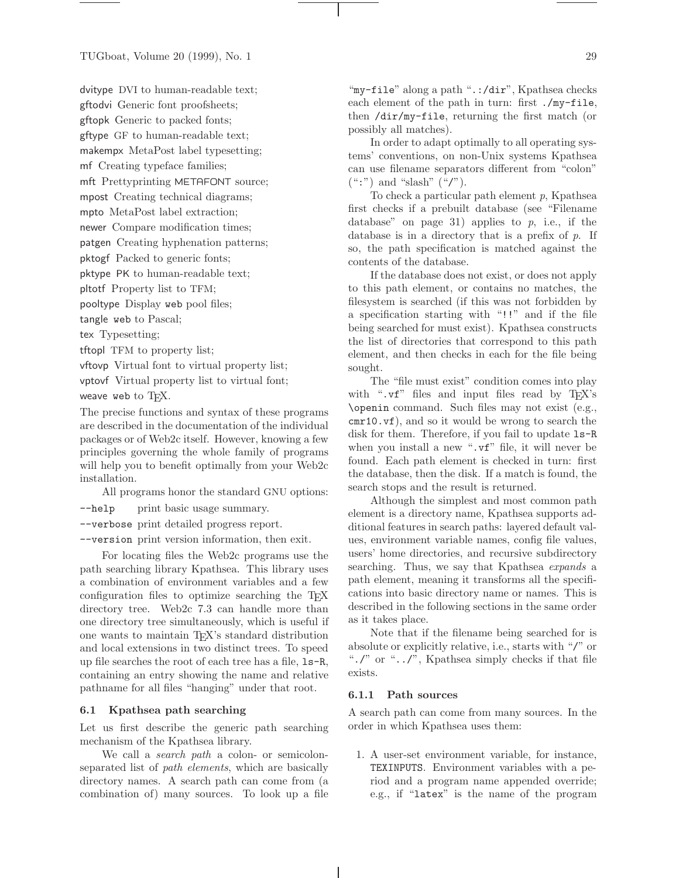**dvitype** DVI to human-readable text;
**gftodvi** Generic font proofsheets;
**gftopk** Generic to packed fonts;
**gftype** GF to human-readable text;
**makempx** MetaPost label typesetting;
**mf** Creating typeface families;
**mft** Prettyprinting METAFONT source;
**mpost** Creating technical diagrams;
**mpto** MetaPost label extraction;
**newer** Compare modification times;
**patgen** Creating hyphenation patterns;
**pktogf** Packed to generic fonts;
**pktype** PK to human-readable text;
**pltotf** Property list to TFM;
**pooltype** Display `web` pool files;
**tangle** `web` to Pascal;
**tex** Typesetting;
**tftopl** TFM to property list;
**vftovp** Virtual font to virtual property list;
**vptovf** Virtual property list to virtual font;
**weave** `web` to TEX.

The precise functions and syntax of these programs are described in the documentation of the individual packages or of Web2c itself. However, knowing a few principles governing the whole family of programs will help you to benefit optimally from your Web2c installation.

All programs honor the standard GNU options:

`--help` print basic usage summary.
`--verbose` print detailed progress report.
`--version` print version information, then exit.

For locating files the Web2c programs use the path searching library Kpathsea. This library uses a combination of environment variables and a few configuration files to optimize searching the TEX directory tree. Web2c 7.3 can handle more than one directory tree simultaneously, which is useful if one wants to maintain TEX's standard distribution and local extensions in two distinct trees. To speed up file searches the root of each tree has a file, `ls-R`, containing an entry showing the name and relative pathname for all files "hanging" under that root.

### 6.1 Kpathsea path searching

Let us first describe the generic path searching mechanism of the Kpathsea library.

We call a *search path* a colon- or semicolon-separated list of *path elements*, which are basically directory names. A search path can come from (a combination of) many sources. To look up a file "`my-file`" along a path "`.:/dir`", Kpathsea checks each element of the path in turn: first `./my-file`, then `/dir/my-file`, returning the first match (or possibly all matches).

In order to adapt optimally to all operating systems' conventions, on non-Unix systems Kpathsea can use filename separators different from "colon" ("`:`") and "slash" ("`/`").

To check a particular path element *p*, Kpathsea first checks if a prebuilt database (see "Filename database" on page 31) applies to *p*, i.e., if the database is in a directory that is a prefix of *p*. If so, the path specification is matched against the contents of the database.

If the database does not exist, or does not apply to this path element, or contains no matches, the filesystem is searched (if this was not forbidden by a specification starting with "`!!`" and if the file being searched for must exist). Kpathsea constructs the list of directories that correspond to this path element, and then checks in each for the file being sought.

The "file must exist" condition comes into play with "`.vf`" files and input files read by TEX's `\openin` command. Such files may not exist (e.g., `cmr10.vf`), and so it would be wrong to search the disk for them. Therefore, if you fail to update `ls-R` when you install a new "`.vf`" file, it will never be found. Each path element is checked in turn: first the database, then the disk. If a match is found, the search stops and the result is returned.

Although the simplest and most common path element is a directory name, Kpathsea supports additional features in search paths: layered default values, environment variable names, config file values, users' home directories, and recursive subdirectory searching. Thus, we say that Kpathsea *expands* a path element, meaning it transforms all the specifications into basic directory name or names. This is described in the following sections in the same order as it takes place.

Note that if the filename being searched for is absolute or explicitly relative, i.e., starts with "`/`" or "`./`" or "`../`", Kpathsea simply checks if that file exists.

#### 6.1.1 Path sources

A search path can come from many sources. In the order in which Kpathsea uses them:

1. A user-set environment variable, for instance, `TEXINPUTS`. Environment variables with a period and a program name appended override; e.g., if "`latex`" is the name of the program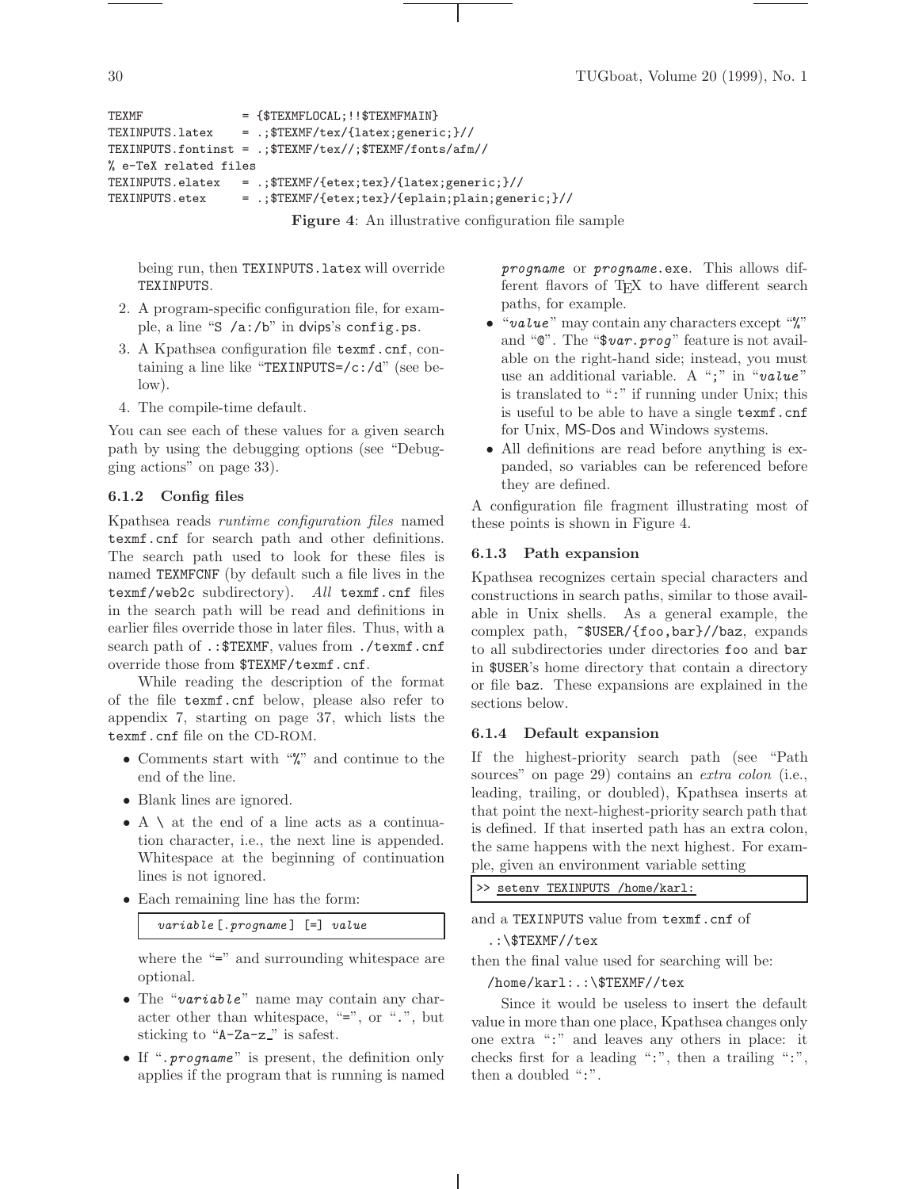```
TEXMF              = {$TEXMFLOCAL;!!$TEXMFMAIN}
TEXINPUTS.latex    = .;$TEXMF/tex/{latex;generic;}//
TEXINPUTS.fontinst = .;$TEXMF/tex//;$TEXMF/fonts/afm//
% e-TeX related files
TEXINPUTS.elatex   = .;$TEXMF/{etex;tex}/{latex;generic;}//
TEXINPUTS.etex     = .;$TEXMF/{etex;tex}/{eplain;plain;generic;}//
```

**Figure 4**: An illustrative configuration file sample

being run, then `TEXINPUTS.latex` will override `TEXINPUTS`.

2. A program-specific configuration file, for example, a line "`S /a:/b`" in dvips's `config.ps`.
3. A Kpathsea configuration file `texmf.cnf`, containing a line like "`TEXINPUTS=/c:/d`" (see below).
4. The compile-time default.

You can see each of these values for a given search path by using the debugging options (see "Debugging actions" on page 33).

### 6.1.2 Config files

Kpathsea reads *runtime configuration files* named `texmf.cnf` for search path and other definitions. The search path used to look for these files is named `TEXMFCNF` (by default such a file lives in the `texmf/web2c` subdirectory). *All* `texmf.cnf` files in the search path will be read and definitions in earlier files override those in later files. Thus, with a search path of `.:$TEXMF`, values from `./texmf.cnf` override those from `$TEXMF/texmf.cnf`.

While reading the description of the format of the file `texmf.cnf` below, please also refer to appendix 7, starting on page 37, which lists the `texmf.cnf` file on the CD-ROM.

- Comments start with "`%`" and continue to the end of the line.
- Blank lines are ignored.
- A `\` at the end of a line acts as a continuation character, i.e., the next line is appended. Whitespace at the beginning of continuation lines is not ignored.
- Each remaining line has the form:

  ```
  variable[.progname] [=] value
  ```

  where the "`=`" and surrounding whitespace are optional.
- The "*`variable`*" name may contain any character other than whitespace, "`=`", or "`.`", but sticking to "`A-Za-z_`" is safest.
- If "*`.progname`*" is present, the definition only applies if the program that is running is named *`progname`* or *`progname`*`.exe`. This allows different flavors of TeX to have different search paths, for example.
- "*`value`*" may contain any characters except "`%`" and "`@`". The "`$`*`var.prog`*" feature is not available on the right-hand side; instead, you must use an additional variable. A "`;`" in "*`value`*" is translated to "`:`" if running under Unix; this is useful to be able to have a single `texmf.cnf` for Unix, MS-Dos and Windows systems.
- All definitions are read before anything is expanded, so variables can be referenced before they are defined.

A configuration file fragment illustrating most of these points is shown in Figure 4.

### 6.1.3 Path expansion

Kpathsea recognizes certain special characters and constructions in search paths, similar to those available in Unix shells. As a general example, the complex path, `~$USER/{foo,bar}//baz`, expands to all subdirectories under directories `foo` and `bar` in `$USER`'s home directory that contain a directory or file `baz`. These expansions are explained in the sections below.

### 6.1.4 Default expansion

If the highest-priority search path (see "Path sources" on page 29) contains an *extra colon* (i.e., leading, trailing, or doubled), Kpathsea inserts at that point the next-highest-priority search path that is defined. If that inserted path has an extra colon, the same happens with the next highest. For example, given an environment variable setting

```
>> setenv TEXINPUTS /home/karl:
```

and a `TEXINPUTS` value from `texmf.cnf` of

```
.:\$TEXMF//tex
```

then the final value used for searching will be:

```
/home/karl:.:\$TEXMF//tex
```

Since it would be useless to insert the default value in more than one place, Kpathsea changes only one extra "`:`" and leaves any others in place: it checks first for a leading "`:`", then a trailing "`:`", then a doubled "`:`".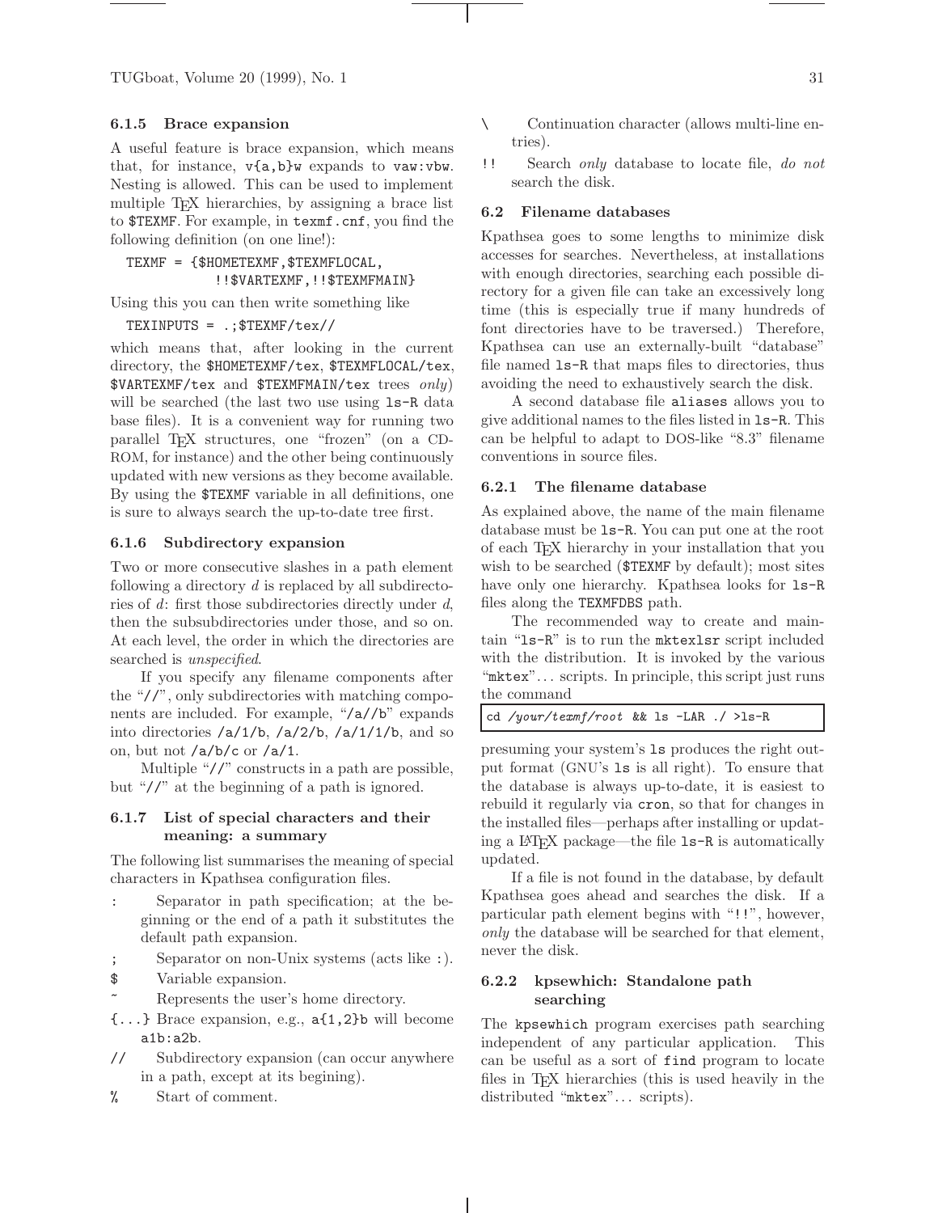#### 6.1.5 Brace expansion

A useful feature is brace expansion, which means that, for instance, `v{a,b}w` expands to `vaw:vbw`. Nesting is allowed. This can be used to implement multiple TeX hierarchies, by assigning a brace list to `$TEXMF`. For example, in `texmf.cnf`, you find the following definition (on one line!):

```
TEXMF = {$HOMETEXMF,$TEXMFLOCAL,
         !!$VARTEXMF,!!$TEXMFMAIN}
```

Using this you can then write something like

```
TEXINPUTS = .;$TEXMF/tex//
```

which means that, after looking in the current directory, the `$HOMETEXMF/tex`, `$TEXMFLOCAL/tex`, `$VARTEXMF/tex` and `$TEXMFMAIN/tex` trees *only*) will be searched (the last two use using `ls-R` data base files). It is a convenient way for running two parallel TeX structures, one "frozen" (on a CD-ROM, for instance) and the other being continuously updated with new versions as they become available. By using the `$TEXMF` variable in all definitions, one is sure to always search the up-to-date tree first.

#### 6.1.6 Subdirectory expansion

Two or more consecutive slashes in a path element following a directory *d* is replaced by all subdirectories of *d*: first those subdirectories directly under *d*, then the subsubdirectories under those, and so on. At each level, the order in which the directories are searched is *unspecified*.

If you specify any filename components after the "`//`", only subdirectories with matching components are included. For example, "`/a//b`" expands into directories `/a/1/b`, `/a/2/b`, `/a/1/1/b`, and so on, but not `/a/b/c` or `/a/1`.

Multiple "`//`" constructs in a path are possible, but "`//`" at the beginning of a path is ignored.

#### 6.1.7 List of special characters and their meaning: a summary

The following list summarises the meaning of special characters in Kpathsea configuration files.

- `:` Separator in path specification; at the beginning or the end of a path it substitutes the default path expansion.
- `;` Separator on non-Unix systems (acts like `:`).
- `$` Variable expansion.
- `~` Represents the user's home directory.
- `{...}` Brace expansion, e.g., `a{1,2}b` will become `a1b:a2b`.
- `//` Subdirectory expansion (can occur anywhere in a path, except at its begining).
- `%` Start of comment.
- `\` Continuation character (allows multi-line entries).
- `!!` Search *only* database to locate file, *do not* search the disk.

### 6.2 Filename databases

Kpathsea goes to some lengths to minimize disk accesses for searches. Nevertheless, at installations with enough directories, searching each possible directory for a given file can take an excessively long time (this is especially true if many hundreds of font directories have to be traversed.) Therefore, Kpathsea can use an externally-built "database" file named `ls-R` that maps files to directories, thus avoiding the need to exhaustively search the disk.

A second database file `aliases` allows you to give additional names to the files listed in `ls-R`. This can be helpful to adapt to DOS-like "8.3" filename conventions in source files.

#### 6.2.1 The filename database

As explained above, the name of the main filename database must be `ls-R`. You can put one at the root of each TeX hierarchy in your installation that you wish to be searched (`$TEXMF` by default); most sites have only one hierarchy. Kpathsea looks for `ls-R` files along the `TEXMFDBS` path.

The recommended way to create and maintain "`ls-R`" is to run the `mktexlsr` script included with the distribution. It is invoked by the various "`mktex`"... scripts. In principle, this script just runs the command

```
cd /your/texmf/root && ls -LAR ./ >ls-R
```

presuming your system's `ls` produces the right output format (GNU's `ls` is all right). To ensure that the database is always up-to-date, it is easiest to rebuild it regularly via `cron`, so that for changes in the installed files—perhaps after installing or updating a LaTeX package—the file `ls-R` is automatically updated.

If a file is not found in the database, by default Kpathsea goes ahead and searches the disk. If a particular path element begins with "`!!`", however, *only* the database will be searched for that element, never the disk.

#### 6.2.2 kpsewhich: Standalone path searching

The `kpsewhich` program exercises path searching independent of any particular application. This can be useful as a sort of `find` program to locate files in TeX hierarchies (this is used heavily in the distributed "`mktex`"... scripts).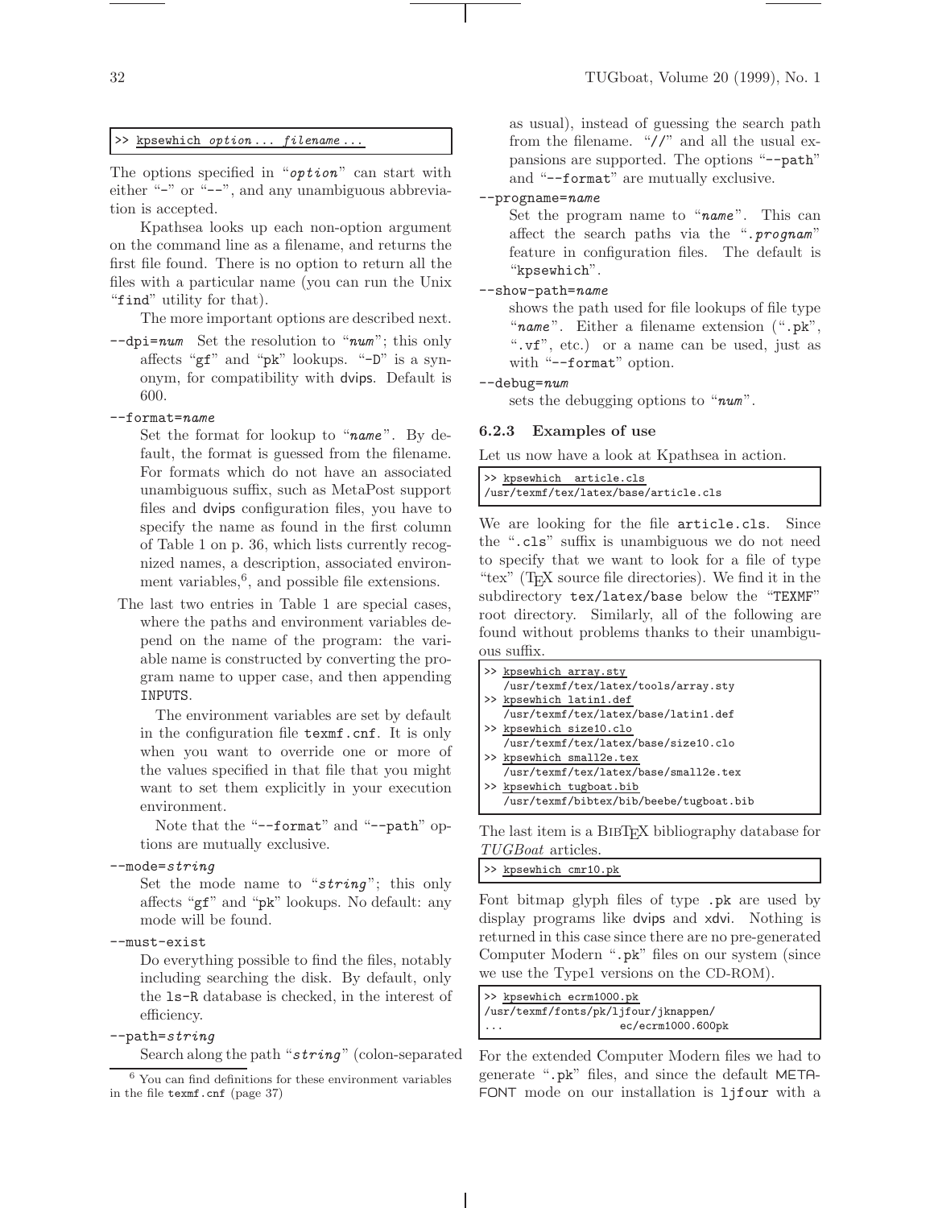```
>> kpsewhich option ... filename ...
```

The options specified in "*option*" can start with either "-" or "--", and any unambiguous abbreviation is accepted.

Kpathsea looks up each non-option argument on the command line as a filename, and returns the first file found. There is no option to return all the files with a particular name (you can run the Unix "find" utility for that).

The more important options are described next.

`--dpi=num` Set the resolution to "*num*"; this only affects "gf" and "pk" lookups. "-D" is a synonym, for compatibility with dvips. Default is 600.

`--format=name`
: Set the format for lookup to "*name*". By default, the format is guessed from the filename. For formats which do not have an associated unambiguous suffix, such as MetaPost support files and dvips configuration files, you have to specify the name as found in the first column of Table 1 on p. 36, which lists currently recognized names, a description, associated environment variables,[6], and possible file extensions.

The last two entries in Table 1 are special cases, where the paths and environment variables depend on the name of the program: the variable name is constructed by converting the program name to upper case, and then appending INPUTS.

The environment variables are set by default in the configuration file texmf.cnf. It is only when you want to override one or more of the values specified in that file that you might want to set them explicitly in your execution environment.

Note that the "--format" and "--path" options are mutually exclusive.

`--mode=string`
: Set the mode name to "*string*"; this only affects "gf" and "pk" lookups. No default: any mode will be found.

`--must-exist`
: Do everything possible to find the files, notably including searching the disk. By default, only the ls-R database is checked, in the interest of efficiency.

`--path=string`
: Search along the path "*string*" (colon-separated as usual), instead of guessing the search path from the filename. "//" and all the usual expansions are supported. The options "--path" and "--format" are mutually exclusive.

`--progname=name`
: Set the program name to "*name*". This can affect the search paths via the "*.progname*" feature in configuration files. The default is "kpsewhich".

`--show-path=name`
: shows the path used for file lookups of file type "*name*". Either a filename extension (".pk", ".vf", etc.) or a name can be used, just as with "--format" option.

`--debug=num`
: sets the debugging options to "*num*".

[6] You can find definitions for these environment variables in the file texmf.cnf (page 37)

### 6.2.3 Examples of use

Let us now have a look at Kpathsea in action.

```
>> kpsewhich  article.cls
/usr/texmf/tex/latex/base/article.cls
```

We are looking for the file article.cls. Since the ".cls" suffix is unambiguous we do not need to specify that we want to look for a file of type "tex" (TEX source file directories). We find it in the subdirectory tex/latex/base below the "TEXMF" root directory. Similarly, all of the following are found without problems thanks to their unambiguous suffix.

```
>> kpsewhich array.sty
   /usr/texmf/tex/latex/tools/array.sty
>> kpsewhich latin1.def
   /usr/texmf/tex/latex/base/latin1.def
>> kpsewhich size10.clo
   /usr/texmf/tex/latex/base/size10.clo
>> kpsewhich small2e.tex
   /usr/texmf/tex/latex/base/small2e.tex
>> kpsewhich tugboat.bib
   /usr/texmf/bibtex/bib/beebe/tugboat.bib
```

The last item is a BIBTEX bibliography database for *TUGBoat* articles.

```
>> kpsewhich cmr10.pk
```

Font bitmap glyph files of type .pk are used by display programs like dvips and xdvi. Nothing is returned in this case since there are no pre-generated Computer Modern ".pk" files on our system (since we use the Type1 versions on the CD-ROM).

```
>> kpsewhich ecrm1000.pk
/usr/texmf/fonts/pk/ljfour/jknappen/
...                   ec/ecrm1000.600pk
```

For the extended Computer Modern files we had to generate ".pk" files, and since the default METAFONT mode on our installation is ljfour with a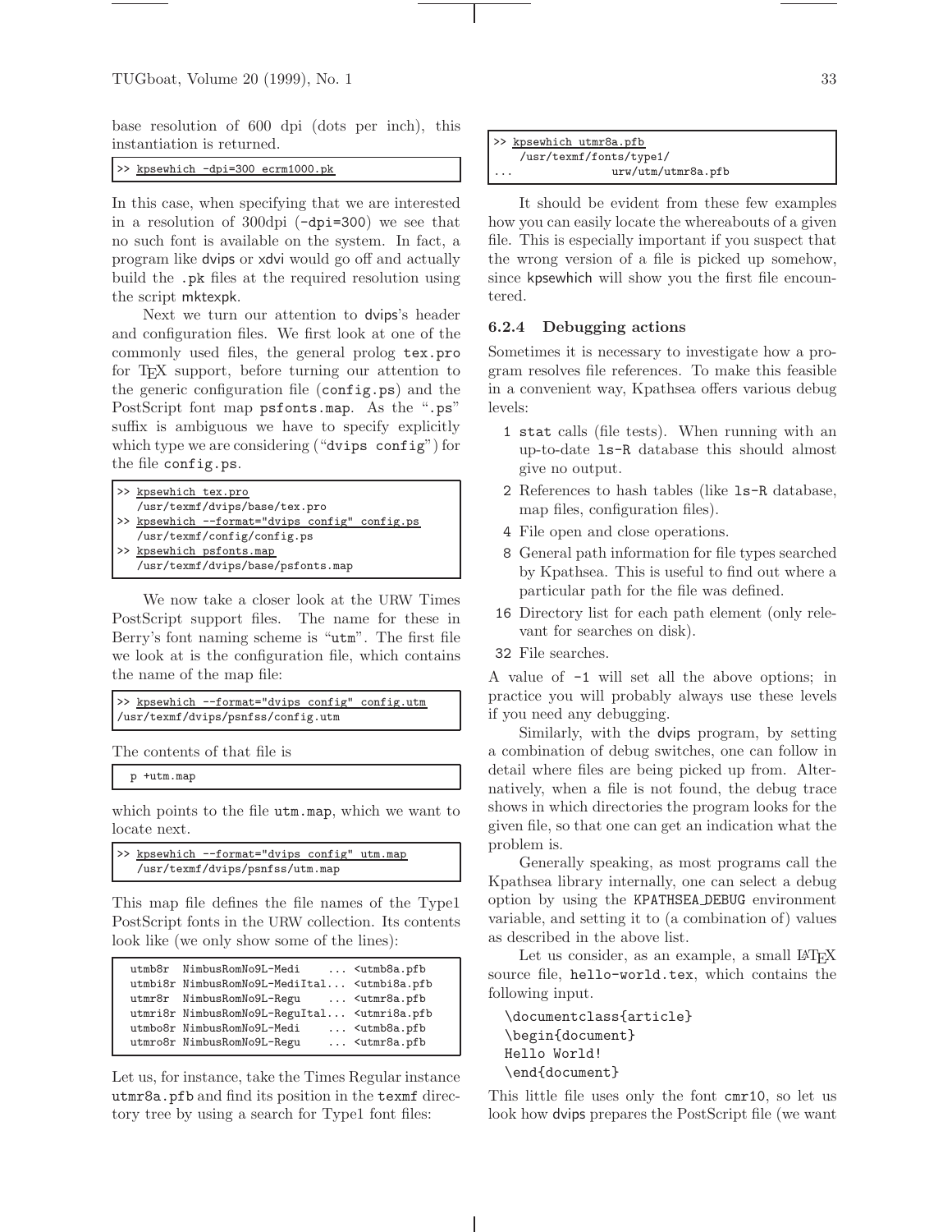base resolution of 600 dpi (dots per inch), this instantiation is returned.

```
>> kpsewhich -dpi=300 ecrm1000.pk
```

In this case, when specifying that we are interested in a resolution of 300dpi (`-dpi=300`) we see that no such font is available on the system. In fact, a program like dvips or xdvi would go off and actually build the .pk files at the required resolution using the script mktexpk.

Next we turn our attention to dvips's header and configuration files. We first look at one of the commonly used files, the general prolog `tex.pro` for TeX support, before turning our attention to the generic configuration file (`config.ps`) and the PostScript font map `psfonts.map`. As the ".ps" suffix is ambiguous we have to specify explicitly which type we are considering ("`dvips config`") for the file `config.ps`.

```
>> kpsewhich tex.pro
   /usr/texmf/dvips/base/tex.pro
>> kpsewhich --format="dvips config" config.ps
   /usr/texmf/config/config.ps
>> kpsewhich psfonts.map
   /usr/texmf/dvips/base/psfonts.map
```

We now take a closer look at the URW Times PostScript support files. The name for these in Berry's font naming scheme is "`utm`". The first file we look at is the configuration file, which contains the name of the map file:

```
>> kpsewhich --format="dvips config" config.utm
/usr/texmf/dvips/psnfss/config.utm
```

The contents of that file is

```
p +utm.map
```

which points to the file `utm.map`, which we want to locate next.

```
>> kpsewhich --format="dvips config" utm.map
   /usr/texmf/dvips/psnfss/utm.map
```

This map file defines the file names of the Type1 PostScript fonts in the URW collection. Its contents look like (we only show some of the lines):

```
utmb8r  NimbusRomNo9L-Medi    ... <utmb8a.pfb
utmbi8r NimbusRomNo9L-MediItal... <utmbi8a.pfb
utmr8r  NimbusRomNo9L-Regu    ... <utmr8a.pfb
utmri8r NimbusRomNo9L-ReguItal... <utmri8a.pfb
utmbo8r NimbusRomNo9L-Medi    ... <utmb8a.pfb
utmro8r NimbusRomNo9L-Regu    ... <utmr8a.pfb
```

Let us, for instance, take the Times Regular instance `utmr8a.pfb` and find its position in the `texmf` directory tree by using a search for Type1 font files:

```
>> kpsewhich utmr8a.pfb
   /usr/texmf/fonts/type1/
...                urw/utm/utmr8a.pfb
```

It should be evident from these few examples how you can easily locate the whereabouts of a given file. This is especially important if you suspect that the wrong version of a file is picked up somehow, since kpsewhich will show you the first file encountered.

### 6.2.4 Debugging actions

Sometimes it is necessary to investigate how a program resolves file references. To make this feasible in a convenient way, Kpathsea offers various debug levels:

- 1 `stat` calls (file tests). When running with an up-to-date `ls-R` database this should almost give no output.
- 2 References to hash tables (like `ls-R` database, map files, configuration files).
- 4 File open and close operations.
- 8 General path information for file types searched by Kpathsea. This is useful to find out where a particular path for the file was defined.
- 16 Directory list for each path element (only relevant for searches on disk).
- 32 File searches.

A value of `-1` will set all the above options; in practice you will probably always use these levels if you need any debugging.

Similarly, with the dvips program, by setting a combination of debug switches, one can follow in detail where files are being picked up from. Alternatively, when a file is not found, the debug trace shows in which directories the program looks for the given file, so that one can get an indication what the problem is.

Generally speaking, as most programs call the Kpathsea library internally, one can select a debug option by using the `KPATHSEA_DEBUG` environment variable, and setting it to (a combination of) values as described in the above list.

Let us consider, as an example, a small LaTeX source file, `hello-world.tex`, which contains the following input.

```
\documentclass{article}
\begin{document}
Hello World!
\end{document}
```

This little file uses only the font `cmr10`, so let us look how dvips prepares the PostScript file (we want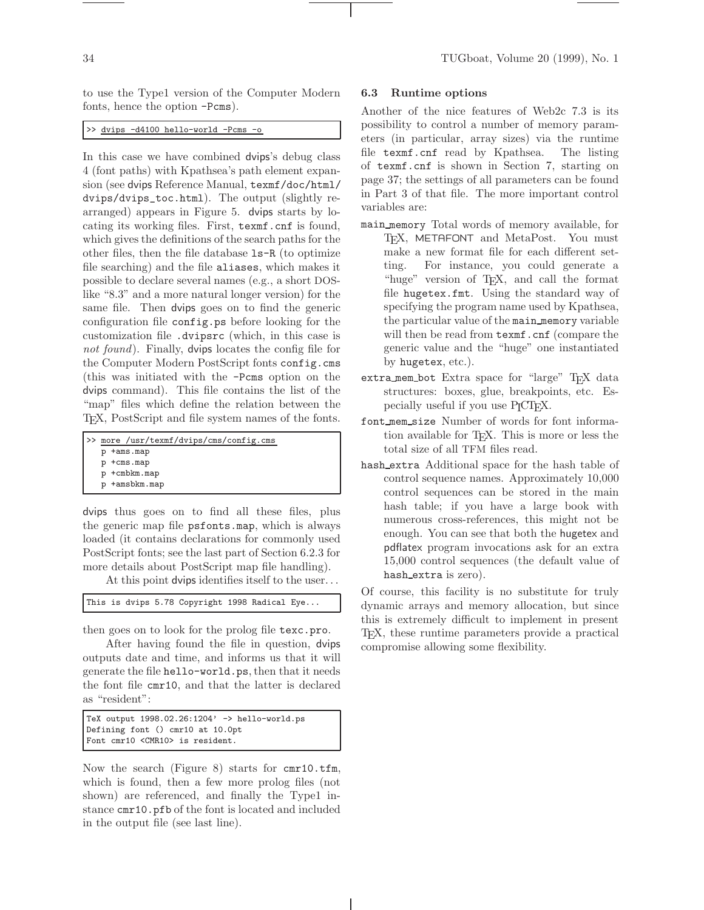to use the Type1 version of the Computer Modern fonts, hence the option -Pcms).

```
>> dvips -d4100 hello-world -Pcms -o
```

In this case we have combined dvips's debug class 4 (font paths) with Kpathsea's path element expansion (see dvips Reference Manual, texmf/doc/html/dvips/dvips_toc.html). The output (slightly rearranged) appears in Figure 5. dvips starts by locating its working files. First, texmf.cnf is found, which gives the definitions of the search paths for the other files, then the file database ls-R (to optimize file searching) and the file aliases, which makes it possible to declare several names (e.g., a short DOS-like "8.3" and a more natural longer version) for the same file. Then dvips goes on to find the generic configuration file config.ps before looking for the customization file .dvipsrc (which, in this case is *not found*). Finally, dvips locates the config file for the Computer Modern PostScript fonts config.cms (this was initiated with the -Pcms option on the dvips command). This file contains the list of the "map" files which define the relation between the TeX, PostScript and file system names of the fonts.

```
>> more /usr/texmf/dvips/cms/config.cms
   p +ams.map
   p +cms.map
   p +cmbkm.map
   p +amsbkm.map
```

dvips thus goes on to find all these files, plus the generic map file psfonts.map, which is always loaded (it contains declarations for commonly used PostScript fonts; see the last part of Section 6.2.3 for more details about PostScript map file handling).

At this point dvips identifies itself to the user...

```
This is dvips 5.78 Copyright 1998 Radical Eye...
```

then goes on to look for the prolog file texc.pro.

After having found the file in question, dvips outputs date and time, and informs us that it will generate the file hello-world.ps, then that it needs the font file cmr10, and that the latter is declared as "resident":

```
TeX output 1998.02.26:1204' -> hello-world.ps
Defining font () cmr10 at 10.0pt
Font cmr10 <CMR10> is resident.
```

Now the search (Figure 8) starts for cmr10.tfm, which is found, then a few more prolog files (not shown) are referenced, and finally the Type1 instance cmr10.pfb of the font is located and included in the output file (see last line).

### 6.3 Runtime options

Another of the nice features of Web2c 7.3 is its possibility to control a number of memory parameters (in particular, array sizes) via the runtime file texmf.cnf read by Kpathsea. The listing of texmf.cnf is shown in Section 7, starting on page 37; the settings of all parameters can be found in Part 3 of that file. The more important control variables are:

- **main_memory** Total words of memory available, for TeX, METAFONT and MetaPost. You must make a new format file for each different setting. For instance, you could generate a "huge" version of TeX, and call the format file hugetex.fmt. Using the standard way of specifying the program name used by Kpathsea, the particular value of the main_memory variable will then be read from texmf.cnf (compare the generic value and the "huge" one instantiated by hugetex, etc.).
- **extra_mem_bot** Extra space for "large" TeX data structures: boxes, glue, breakpoints, etc. Especially useful if you use PICTeX.
- **font_mem_size** Number of words for font information available for TeX. This is more or less the total size of all TFM files read.
- **hash_extra** Additional space for the hash table of control sequence names. Approximately 10,000 control sequences can be stored in the main hash table; if you have a large book with numerous cross-references, this might not be enough. You can see that both the hugetex and pdflatex program invocations ask for an extra 15,000 control sequences (the default value of hash_extra is zero).

Of course, this facility is no substitute for truly dynamic arrays and memory allocation, but since this is extremely difficult to implement in present TeX, these runtime parameters provide a practical compromise allowing some flexibility.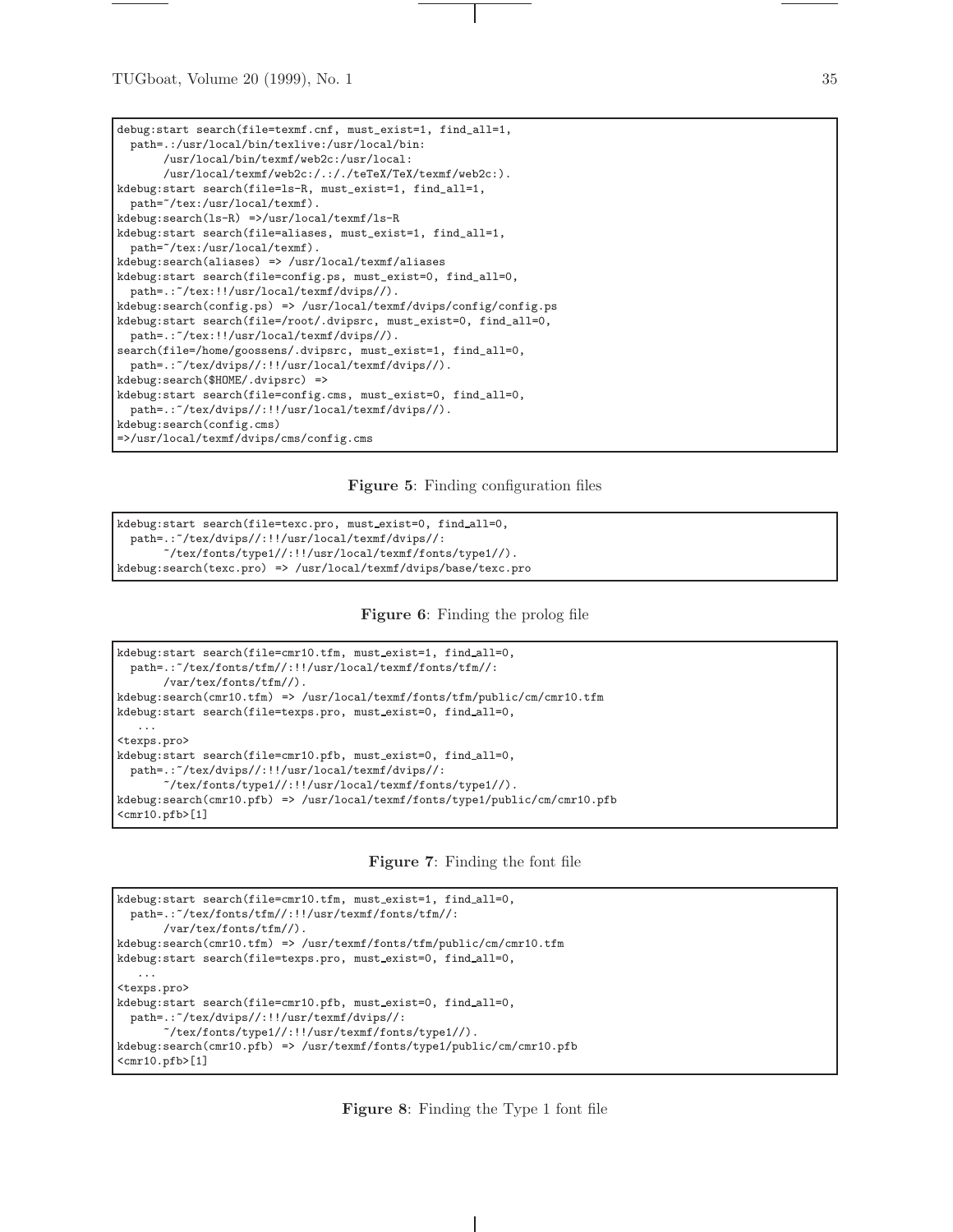```
debug:start search(file=texmf.cnf, must_exist=1, find_all=1,
  path=.:/usr/local/bin/texlive:/usr/local/bin:
       /usr/local/bin/texmf/web2c:/usr/local:
       /usr/local/texmf/web2c:/.:/./teTeX/TeX/texmf/web2c:).
kdebug:start search(file=ls-R, must_exist=1, find_all=1,
  path=~/tex:/usr/local/texmf).
kdebug:search(ls-R) =>/usr/local/texmf/ls-R
kdebug:start search(file=aliases, must_exist=1, find_all=1,
  path=~/tex:/usr/local/texmf).
kdebug:search(aliases) => /usr/local/texmf/aliases
kdebug:start search(file=config.ps, must_exist=0, find_all=0,
  path=.:~/tex:!!/usr/local/texmf/dvips//).
kdebug:search(config.ps) => /usr/local/texmf/dvips/config/config.ps
kdebug:start search(file=/root/.dvipsrc, must_exist=0, find_all=0,
  path=.:~/tex:!!/usr/local/texmf/dvips//).
search(file=/home/goossens/.dvipsrc, must_exist=1, find_all=0,
  path=.:~/tex/dvips//:!!/usr/local/texmf/dvips//).
kdebug:search($HOME/.dvipsrc) =>
kdebug:start search(file=config.cms, must_exist=0, find_all=0,
  path=.:~/tex/dvips//:!!/usr/local/texmf/dvips//).
kdebug:search(config.cms)
=>/usr/local/texmf/dvips/cms/config.cms
```

**Figure 5**: Finding configuration files

```
kdebug:start search(file=texc.pro, must_exist=0, find_all=0,
  path=.:~/tex/dvips//:!!/usr/local/texmf/dvips//:
       ~/tex/fonts/type1//:!!/usr/local/texmf/fonts/type1//).
kdebug:search(texc.pro) => /usr/local/texmf/dvips/base/texc.pro
```

**Figure 6**: Finding the prolog file

```
kdebug:start search(file=cmr10.tfm, must_exist=1, find_all=0,
  path=.:~/tex/fonts/tfm//:!!/usr/local/texmf/fonts/tfm//:
       /var/tex/fonts/tfm//).
kdebug:search(cmr10.tfm) => /usr/local/texmf/fonts/tfm/public/cm/cmr10.tfm
kdebug:start search(file=texps.pro, must_exist=0, find_all=0,
   ...
<texps.pro>
kdebug:start search(file=cmr10.pfb, must_exist=0, find_all=0,
  path=.:~/tex/dvips//:!!/usr/local/texmf/dvips//:
       ~/tex/fonts/type1//:!!/usr/local/texmf/fonts/type1//).
kdebug:search(cmr10.pfb) => /usr/local/texmf/fonts/type1/public/cm/cmr10.pfb
<cmr10.pfb>[1]
```

**Figure 7**: Finding the font file

```
kdebug:start search(file=cmr10.tfm, must_exist=1, find_all=0,
  path=.:~/tex/fonts/tfm//:!!/usr/texmf/fonts/tfm//:
       /var/tex/fonts/tfm//).
kdebug:search(cmr10.tfm) => /usr/texmf/fonts/tfm/public/cm/cmr10.tfm
kdebug:start search(file=texps.pro, must_exist=0, find_all=0,
   ...
<texps.pro>
kdebug:start search(file=cmr10.pfb, must_exist=0, find_all=0,
  path=.:~/tex/dvips//:!!/usr/texmf/dvips//:
       ~/tex/fonts/type1//:!!/usr/texmf/fonts/type1//).
kdebug:search(cmr10.pfb) => /usr/texmf/fonts/type1/public/cm/cmr10.pfb
<cmr10.pfb>[1]
```

**Figure 8**: Finding the Type 1 font file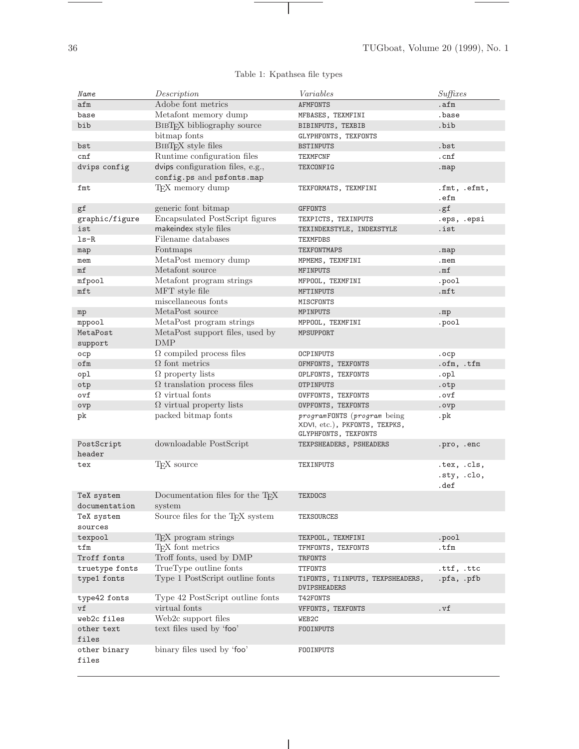Table 1: Kpathsea file types

| *Name* | *Description* | *Variables* | *Suffixes* |
|---|---|---|---|
| `afm` | Adobe font metrics | `AFMFONTS` | `.afm` |
| `base` | Metafont memory dump | `MFBASES, TEXMFINI` | `.base` |
| `bib` | BIBTEX bibliography source | `BIBINPUTS, TEXBIB` | `.bib` |
| | bitmap fonts | `GLYPHFONTS, TEXFONTS` | |
| `bst` | BIBTEX style files | `BSTINPUTS` | `.bst` |
| `cnf` | Runtime configuration files | `TEXMFCNF` | `.cnf` |
| `dvips config` | dvips configuration files, e.g., `config.ps` and `psfonts.map` | `TEXCONFIG` | `.map` |
| `fmt` | TEX memory dump | `TEXFORMATS, TEXMFINI` | `.fmt, .efmt, .efm` |
| `gf` | generic font bitmap | `GFFONTS` | `.gf` |
| `graphic/figure` | Encapsulated PostScript figures | `TEXPICTS, TEXINPUTS` | `.eps, .epsi` |
| `ist` | makeindex style files | `TEXINDEXSTYLE, INDEXSTYLE` | `.ist` |
| `ls-R` | Filename databases | `TEXMFDBS` | |
| `map` | Fontmaps | `TEXFONTMAPS` | `.map` |
| `mem` | MetaPost memory dump | `MPMEMS, TEXMFINI` | `.mem` |
| `mf` | Metafont source | `MFINPUTS` | `.mf` |
| `mfpool` | Metafont program strings | `MFPOOL, TEXMFINI` | `.pool` |
| `mft` | MFT style file | `MFTINPUTS` | `.mft` |
| | miscellaneous fonts | `MISCFONTS` | |
| `mp` | MetaPost source | `MPINPUTS` | `.mp` |
| `mppool` | MetaPost program strings | `MPPOOL, TEXMFINI` | `.pool` |
| `MetaPost support` | MetaPost support files, used by DMP | `MPSUPPORT` | |
| `ocp` | Ω compiled process files | `OCPINPUTS` | `.ocp` |
| `ofm` | Ω font metrics | `OFMFONTS, TEXFONTS` | `.ofm, .tfm` |
| `opl` | Ω property lists | `OPLFONTS, TEXFONTS` | `.opl` |
| `otp` | Ω translation process files | `OTPINPUTS` | `.otp` |
| `ovf` | Ω virtual fonts | `OVFFONTS, TEXFONTS` | `.ovf` |
| `ovp` | Ω virtual property lists | `OVPFONTS, TEXFONTS` | `.ovp` |
| `pk` | packed bitmap fonts | *program*`FONTS` (*program* being XDVI, etc.), `PKFONTS, TEXPKS, GLYPHFONTS, TEXFONTS` | `.pk` |
| `PostScript header` | downloadable PostScript | `TEXPSHEADERS, PSHEADERS` | `.pro, .enc` |
| `tex` | TEX source | `TEXINPUTS` | `.tex, .cls, .sty, .clo, .def` |
| `TeX system documentation` | Documentation files for the TEX system | `TEXDOCS` | |
| `TeX system sources` | Source files for the TEX system | `TEXSOURCES` | |
| `texpool` | TEX program strings | `TEXPOOL, TEXMFINI` | `.pool` |
| `tfm` | TEX font metrics | `TFMFONTS, TEXFONTS` | `.tfm` |
| `Troff fonts` | Troff fonts, used by DMP | `TRFONTS` | |
| `truetype fonts` | TrueType outline fonts | `TTFONTS` | `.ttf, .ttc` |
| `type1 fonts` | Type 1 PostScript outline fonts | `T1FONTS, T1INPUTS, TEXPSHEADERS, DVIPSHEADERS` | `.pfa, .pfb` |
| `type42 fonts` | Type 42 PostScript outline fonts | `T42FONTS` | |
| `vf` | virtual fonts | `VFFONTS, TEXFONTS` | `.vf` |
| `web2c files` | Web2c support files | `WEB2C` | |
| `other text files` | text files used by 'foo' | `FOOINPUTS` | |
| `other binary files` | binary files used by 'foo' | `FOOINPUTS` | |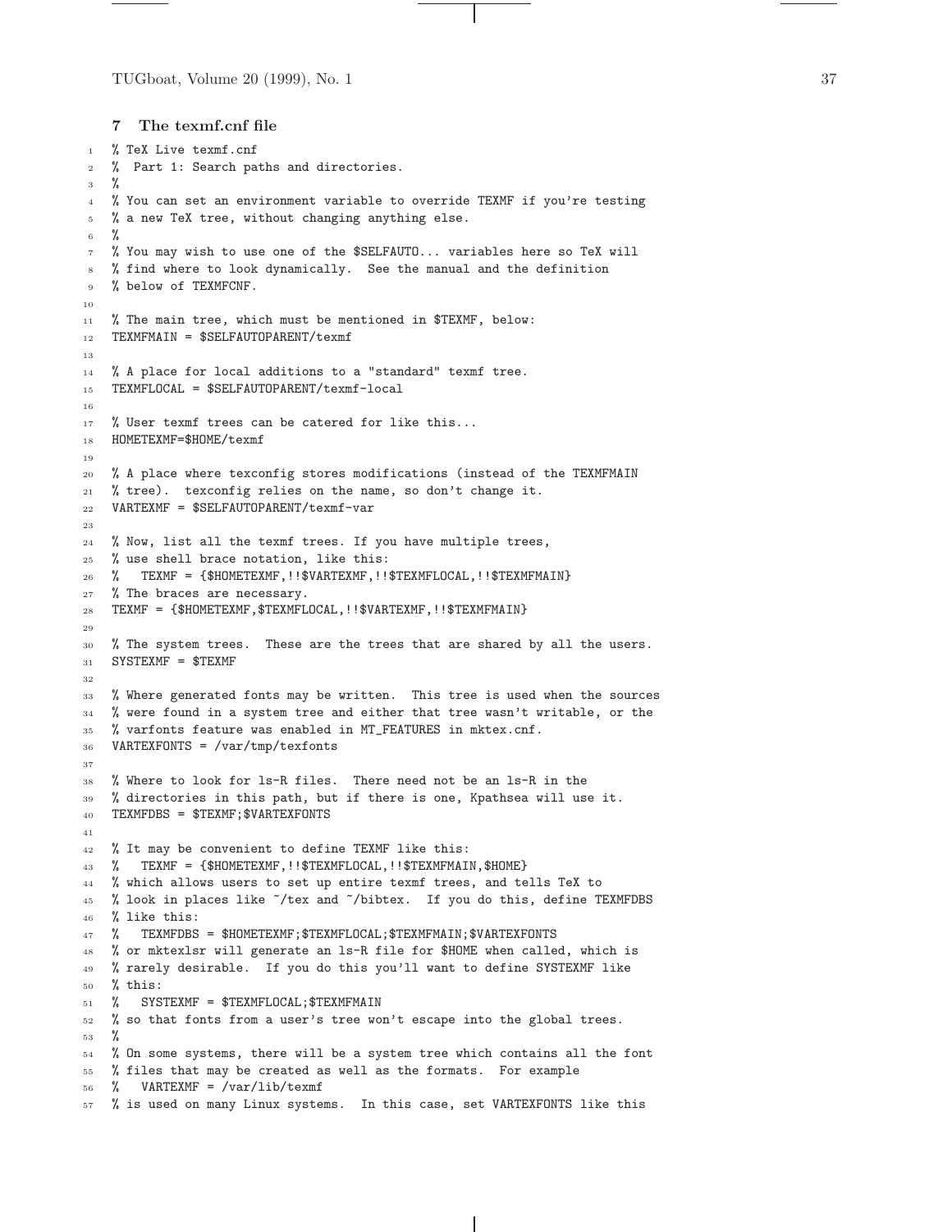## 7 The texmf.cnf file

```
% TeX Live texmf.cnf
%  Part 1: Search paths and directories.
%
% You can set an environment variable to override TEXMF if you're testing
% a new TeX tree, without changing anything else.
%
% You may wish to use one of the $SELFAUTO... variables here so TeX will
% find where to look dynamically.  See the manual and the definition
% below of TEXMFCNF.

% The main tree, which must be mentioned in $TEXMF, below:
TEXMFMAIN = $SELFAUTOPARENT/texmf

% A place for local additions to a "standard" texmf tree.
TEXMFLOCAL = $SELFAUTOPARENT/texmf-local

% User texmf trees can be catered for like this...
HOMETEXMF=$HOME/texmf

% A place where texconfig stores modifications (instead of the TEXMFMAIN
% tree).  texconfig relies on the name, so don't change it.
VARTEXMF = $SELFAUTOPARENT/texmf-var

% Now, list all the texmf trees. If you have multiple trees,
% use shell brace notation, like this:
%   TEXMF = {$HOMETEXMF,!!$VARTEXMF,!!$TEXMFLOCAL,!!$TEXMFMAIN}
% The braces are necessary.
TEXMF = {$HOMETEXMF,$TEXMFLOCAL,!!$VARTEXMF,!!$TEXMFMAIN}

% The system trees.  These are the trees that are shared by all the users.
SYSTEXMF = $TEXMF

% Where generated fonts may be written.  This tree is used when the sources
% were found in a system tree and either that tree wasn't writable, or the
% varfonts feature was enabled in MT_FEATURES in mktex.cnf.
VARTEXFONTS = /var/tmp/texfonts

% Where to look for ls-R files.  There need not be an ls-R in the
% directories in this path, but if there is one, Kpathsea will use it.
TEXMFDBS = $TEXMF;$VARTEXFONTS

% It may be convenient to define TEXMF like this:
%   TEXMF = {$HOMETEXMF,!!$TEXMFLOCAL,!!$TEXMFMAIN,$HOME}
% which allows users to set up entire texmf trees, and tells TeX to
% look in places like ~/tex and ~/bibtex.  If you do this, define TEXMFDBS
% like this:
%   TEXMFDBS = $HOMETEXMF;$TEXMFLOCAL;$TEXMFMAIN;$VARTEXFONTS
% or mktexlsr will generate an ls-R file for $HOME when called, which is
% rarely desirable.  If you do this you'll want to define SYSTEXMF like
% this:
%   SYSTEXMF = $TEXMFLOCAL;$TEXMFMAIN
% so that fonts from a user's tree won't escape into the global trees.
%
% On some systems, there will be a system tree which contains all the font
% files that may be created as well as the formats.  For example
%   VARTEXMF = /var/lib/texmf
% is used on many Linux systems.  In this case, set VARTEXFONTS like this
```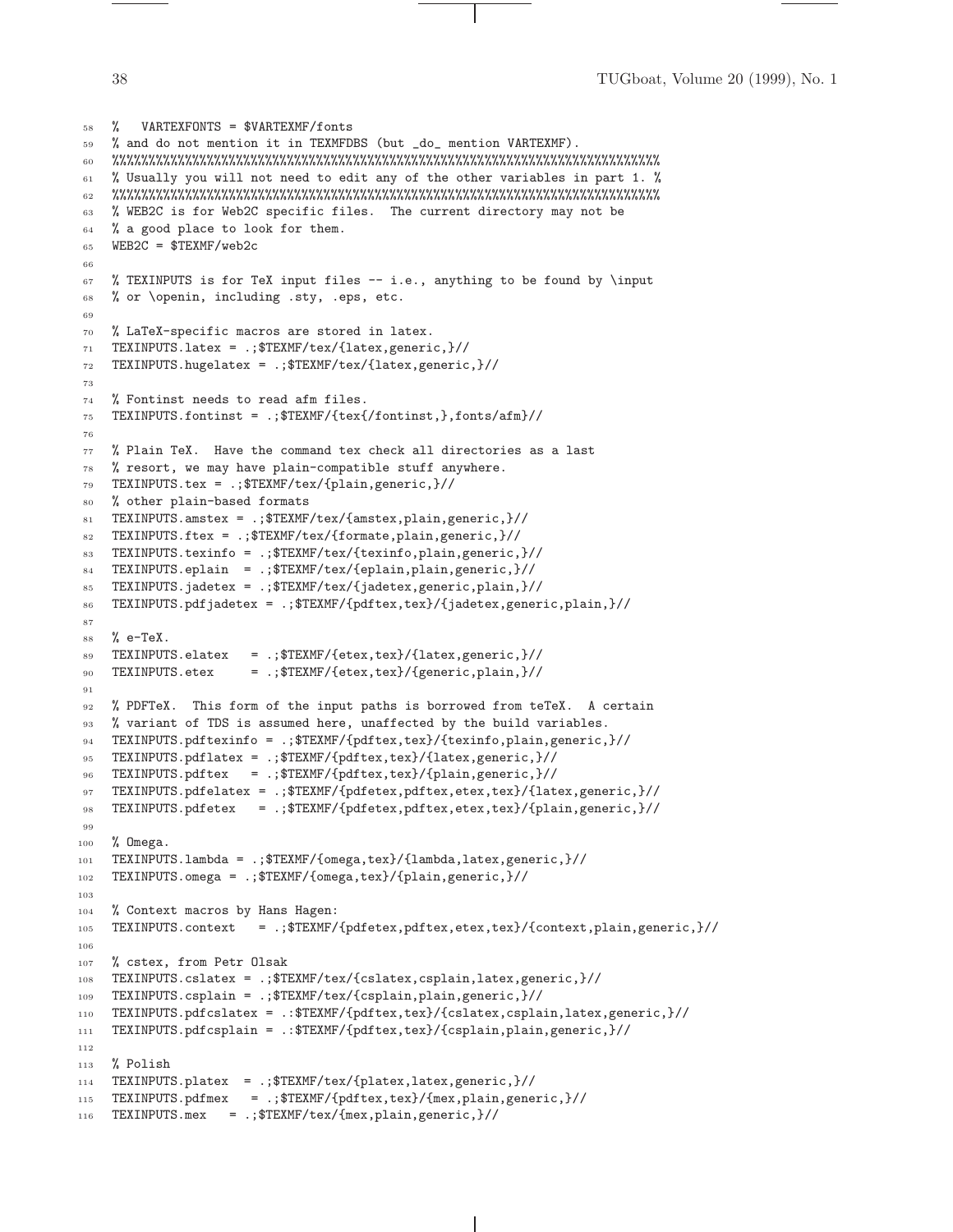```
58  %   VARTEXFONTS = $VARTEXMF/fonts
59  % and do not mention it in TEXMFDBS (but _do_ mention VARTEXMF).
60  %%%%%%%%%%%%%%%%%%%%%%%%%%%%%%%%%%%%%%%%%%%%%%%%%%%%%%%%%%%%%%%%%%%%%%%%%
61  % Usually you will not need to edit any of the other variables in part 1. %
62  %%%%%%%%%%%%%%%%%%%%%%%%%%%%%%%%%%%%%%%%%%%%%%%%%%%%%%%%%%%%%%%%%%%%%%%%%
63  % WEB2C is for Web2C specific files.  The current directory may not be
64  % a good place to look for them.
65  WEB2C = $TEXMF/web2c
66
67  % TEXINPUTS is for TeX input files -- i.e., anything to be found by \input
68  % or \openin, including .sty, .eps, etc.
69
70  % LaTeX-specific macros are stored in latex.
71  TEXINPUTS.latex = .;$TEXMF/tex/{latex,generic,}//
72  TEXINPUTS.hugelatex = .;$TEXMF/tex/{latex,generic,}//
73
74  % Fontinst needs to read afm files.
75  TEXINPUTS.fontinst = .;$TEXMF/{tex{/fontinst,},fonts/afm}//
76
77  % Plain TeX.  Have the command tex check all directories as a last
78  % resort, we may have plain-compatible stuff anywhere.
79  TEXINPUTS.tex = .;$TEXMF/tex/{plain,generic,}//
80  % other plain-based formats
81  TEXINPUTS.amstex = .;$TEXMF/tex/{amstex,plain,generic,}//
82  TEXINPUTS.ftex = .;$TEXMF/tex/{formate,plain,generic,}//
83  TEXINPUTS.texinfo = .;$TEXMF/tex/{texinfo,plain,generic,}//
84  TEXINPUTS.eplain  = .;$TEXMF/tex/{eplain,plain,generic,}//
85  TEXINPUTS.jadetex = .;$TEXMF/tex/{jadetex,generic,plain,}//
86  TEXINPUTS.pdfjadetex = .;$TEXMF/{pdftex,tex}/{jadetex,generic,plain,}//
87
88  % e-TeX.
89  TEXINPUTS.elatex   = .;$TEXMF/{etex,tex}/{latex,generic,}//
90  TEXINPUTS.etex     = .;$TEXMF/{etex,tex}/{generic,plain,}//
91
92  % PDFTeX.  This form of the input paths is borrowed from teTeX.  A certain
93  % variant of TDS is assumed here, unaffected by the build variables.
94  TEXINPUTS.pdftexinfo = .;$TEXMF/{pdftex,tex}/{texinfo,plain,generic,}//
95  TEXINPUTS.pdflatex = .;$TEXMF/{pdftex,tex}/{latex,generic,}//
96  TEXINPUTS.pdftex   = .;$TEXMF/{pdftex,tex}/{plain,generic,}//
97  TEXINPUTS.pdfelatex = .;$TEXMF/{pdfetex,pdftex,etex,tex}/{latex,generic,}//
98  TEXINPUTS.pdfetex   = .;$TEXMF/{pdfetex,pdftex,etex,tex}/{plain,generic,}//
99
100 % Omega.
101 TEXINPUTS.lambda = .;$TEXMF/{omega,tex}/{lambda,latex,generic,}//
102 TEXINPUTS.omega = .;$TEXMF/{omega,tex}/{plain,generic,}//
103
104 % Context macros by Hans Hagen:
105 TEXINPUTS.context   = .;$TEXMF/{pdfetex,pdftex,etex,tex}/{context,plain,generic,}//
106
107 % cstex, from Petr Olsak
108 TEXINPUTS.cslatex = .;$TEXMF/tex/{cslatex,csplain,latex,generic,}//
109 TEXINPUTS.csplain = .;$TEXMF/tex/{csplain,plain,generic,}//
110 TEXINPUTS.pdfcslatex = .:$TEXMF/{pdftex,tex}/{cslatex,csplain,latex,generic,}//
111 TEXINPUTS.pdfcsplain = .:$TEXMF/{pdftex,tex}/{csplain,plain,generic,}//
112
113 % Polish
114 TEXINPUTS.platex  = .;$TEXMF/tex/{platex,latex,generic,}//
115 TEXINPUTS.pdfmex   = .;$TEXMF/{pdftex,tex}/{mex,plain,generic,}//
116 TEXINPUTS.mex   = .;$TEXMF/tex/{mex,plain,generic,}//
```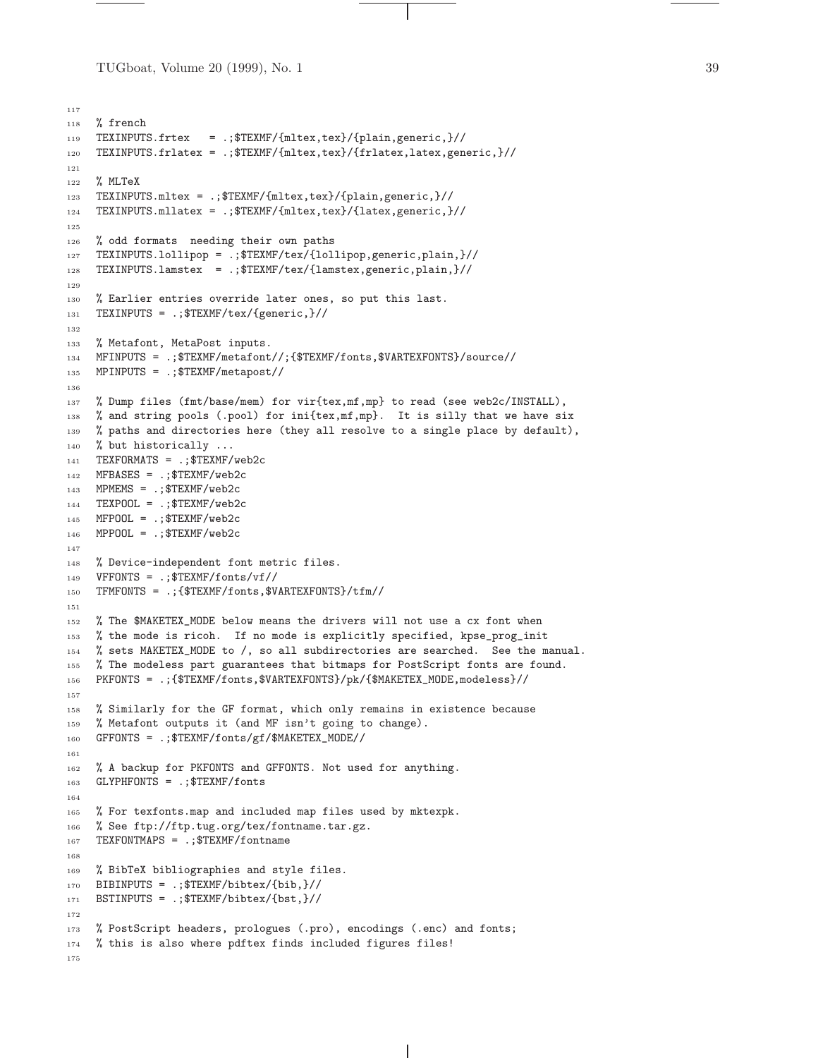```
117
118  % french
119  TEXINPUTS.frtex   = .;$TEXMF/{mltex,tex}/{plain,generic,}//
120  TEXINPUTS.frlatex = .;$TEXMF/{mltex,tex}/{frlatex,latex,generic,}//
121
122  % MLTeX
123  TEXINPUTS.mltex = .;$TEXMF/{mltex,tex}/{plain,generic,}//
124  TEXINPUTS.mllatex = .;$TEXMF/{mltex,tex}/{latex,generic,}//
125
126  % odd formats  needing their own paths
127  TEXINPUTS.lollipop = .;$TEXMF/tex/{lollipop,generic,plain,}//
128  TEXINPUTS.lamstex  = .;$TEXMF/tex/{lamstex,generic,plain,}//
129
130  % Earlier entries override later ones, so put this last.
131  TEXINPUTS = .;$TEXMF/tex/{generic,}//
132
133  % Metafont, MetaPost inputs.
134  MFINPUTS = .;$TEXMF/metafont//;{$TEXMF/fonts,$VARTEXFONTS}/source//
135  MPINPUTS = .;$TEXMF/metapost//
136
137  % Dump files (fmt/base/mem) for vir{tex,mf,mp} to read (see web2c/INSTALL),
138  % and string pools (.pool) for ini{tex,mf,mp}.  It is silly that we have six
139  % paths and directories here (they all resolve to a single place by default),
140  % but historically ...
141  TEXFORMATS = .;$TEXMF/web2c
142  MFBASES = .;$TEXMF/web2c
143  MPMEMS = .;$TEXMF/web2c
144  TEXPOOL = .;$TEXMF/web2c
145  MFPOOL = .;$TEXMF/web2c
146  MPPOOL = .;$TEXMF/web2c
147
148  % Device-independent font metric files.
149  VFFONTS = .;$TEXMF/fonts/vf//
150  TFMFONTS = .;{$TEXMF/fonts,$VARTEXFONTS}/tfm//
151
152  % The $MAKETEX_MODE below means the drivers will not use a cx font when
153  % the mode is ricoh.  If no mode is explicitly specified, kpse_prog_init
154  % sets MAKETEX_MODE to /, so all subdirectories are searched.  See the manual.
155  % The modeless part guarantees that bitmaps for PostScript fonts are found.
156  PKFONTS = .;{$TEXMF/fonts,$VARTEXFONTS}/pk/{$MAKETEX_MODE,modeless}//
157
158  % Similarly for the GF format, which only remains in existence because
159  % Metafont outputs it (and MF isn't going to change).
160  GFFONTS = .;$TEXMF/fonts/gf/$MAKETEX_MODE//
161
162  % A backup for PKFONTS and GFFONTS. Not used for anything.
163  GLYPHFONTS = .;$TEXMF/fonts
164
165  % For texfonts.map and included map files used by mktexpk.
166  % See ftp://ftp.tug.org/tex/fontname.tar.gz.
167  TEXFONTMAPS = .;$TEXMF/fontname
168
169  % BibTeX bibliographies and style files.
170  BIBINPUTS = .;$TEXMF/bibtex/{bib,}//
171  BSTINPUTS = .;$TEXMF/bibtex/{bst,}//
172
173  % PostScript headers, prologues (.pro), encodings (.enc) and fonts;
174  % this is also where pdftex finds included figures files!
175
```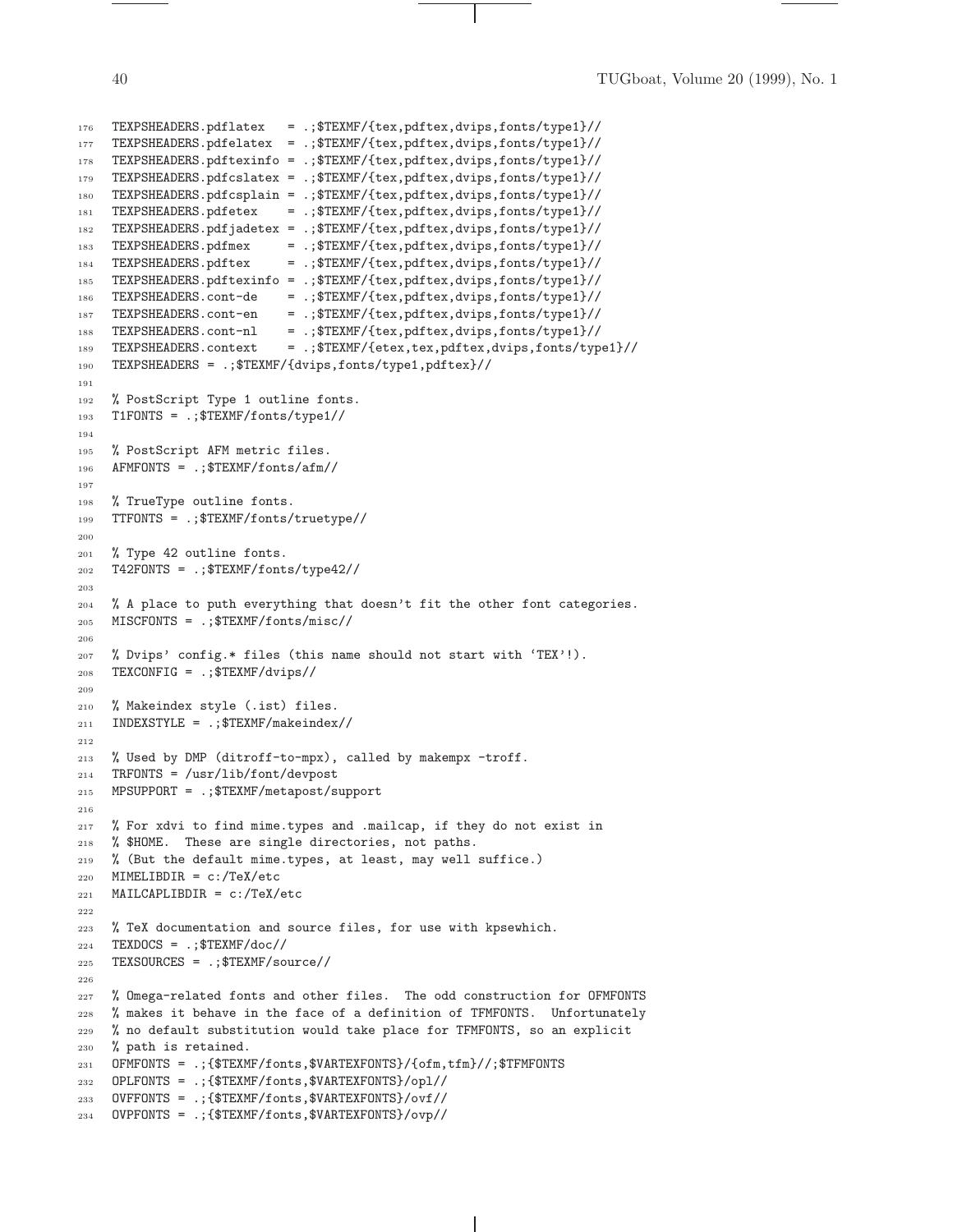```
176  TEXPSHEADERS.pdflatex   = .;$TEXMF/{tex,pdftex,dvips,fonts/type1}//
177  TEXPSHEADERS.pdfelatex  = .;$TEXMF/{tex,pdftex,dvips,fonts/type1}//
178  TEXPSHEADERS.pdftexinfo = .;$TEXMF/{tex,pdftex,dvips,fonts/type1}//
179  TEXPSHEADERS.pdfcslatex = .;$TEXMF/{tex,pdftex,dvips,fonts/type1}//
180  TEXPSHEADERS.pdfcsplain = .;$TEXMF/{tex,pdftex,dvips,fonts/type1}//
181  TEXPSHEADERS.pdfetex    = .;$TEXMF/{tex,pdftex,dvips,fonts/type1}//
182  TEXPSHEADERS.pdfjadetex = .;$TEXMF/{tex,pdftex,dvips,fonts/type1}//
183  TEXPSHEADERS.pdfmex     = .;$TEXMF/{tex,pdftex,dvips,fonts/type1}//
184  TEXPSHEADERS.pdftex     = .;$TEXMF/{tex,pdftex,dvips,fonts/type1}//
185  TEXPSHEADERS.pdftexinfo = .;$TEXMF/{tex,pdftex,dvips,fonts/type1}//
186  TEXPSHEADERS.cont-de    = .;$TEXMF/{tex,pdftex,dvips,fonts/type1}//
187  TEXPSHEADERS.cont-en    = .;$TEXMF/{tex,pdftex,dvips,fonts/type1}//
188  TEXPSHEADERS.cont-nl    = .;$TEXMF/{tex,pdftex,dvips,fonts/type1}//
189  TEXPSHEADERS.context    = .;$TEXMF/{etex,tex,pdftex,dvips,fonts/type1}//
190  TEXPSHEADERS = .;$TEXMF/{dvips,fonts/type1,pdftex}//
191
192  % PostScript Type 1 outline fonts.
193  T1FONTS = .;$TEXMF/fonts/type1//
194
195  % PostScript AFM metric files.
196  AFMFONTS = .;$TEXMF/fonts/afm//
197
198  % TrueType outline fonts.
199  TTFONTS = .;$TEXMF/fonts/truetype//
200
201  % Type 42 outline fonts.
202  T42FONTS = .;$TEXMF/fonts/type42//
203
204  % A place to puth everything that doesn't fit the other font categories.
205  MISCFONTS = .;$TEXMF/fonts/misc//
206
207  % Dvips' config.* files (this name should not start with `TEX'!).
208  TEXCONFIG = .;$TEXMF/dvips//
209
210  % Makeindex style (.ist) files.
211  INDEXSTYLE = .;$TEXMF/makeindex//
212
213  % Used by DMP (ditroff-to-mpx), called by makempx -troff.
214  TRFONTS = /usr/lib/font/devpost
215  MPSUPPORT = .;$TEXMF/metapost/support
216
217  % For xdvi to find mime.types and .mailcap, if they do not exist in
218  % $HOME.  These are single directories, not paths.
219  % (But the default mime.types, at least, may well suffice.)
220  MIMELIBDIR = c:/TeX/etc
221  MAILCAPLIBDIR = c:/TeX/etc
222
223  % TeX documentation and source files, for use with kpsewhich.
224  TEXDOCS = .;$TEXMF/doc//
225  TEXSOURCES = .;$TEXMF/source//
226
227  % Omega-related fonts and other files.  The odd construction for OFMFONTS
228  % makes it behave in the face of a definition of TFMFONTS.  Unfortunately
229  % no default substitution would take place for TFMFONTS, so an explicit
230  % path is retained.
231  OFMFONTS = .;{$TEXMF/fonts,$VARTEXFONTS}/{ofm,tfm}//;$TFMFONTS
232  OPLFONTS = .;{$TEXMF/fonts,$VARTEXFONTS}/opl//
233  OVFFONTS = .;{$TEXMF/fonts,$VARTEXFONTS}/ovf//
234  OVPFONTS = .;{$TEXMF/fonts,$VARTEXFONTS}/ovp//
```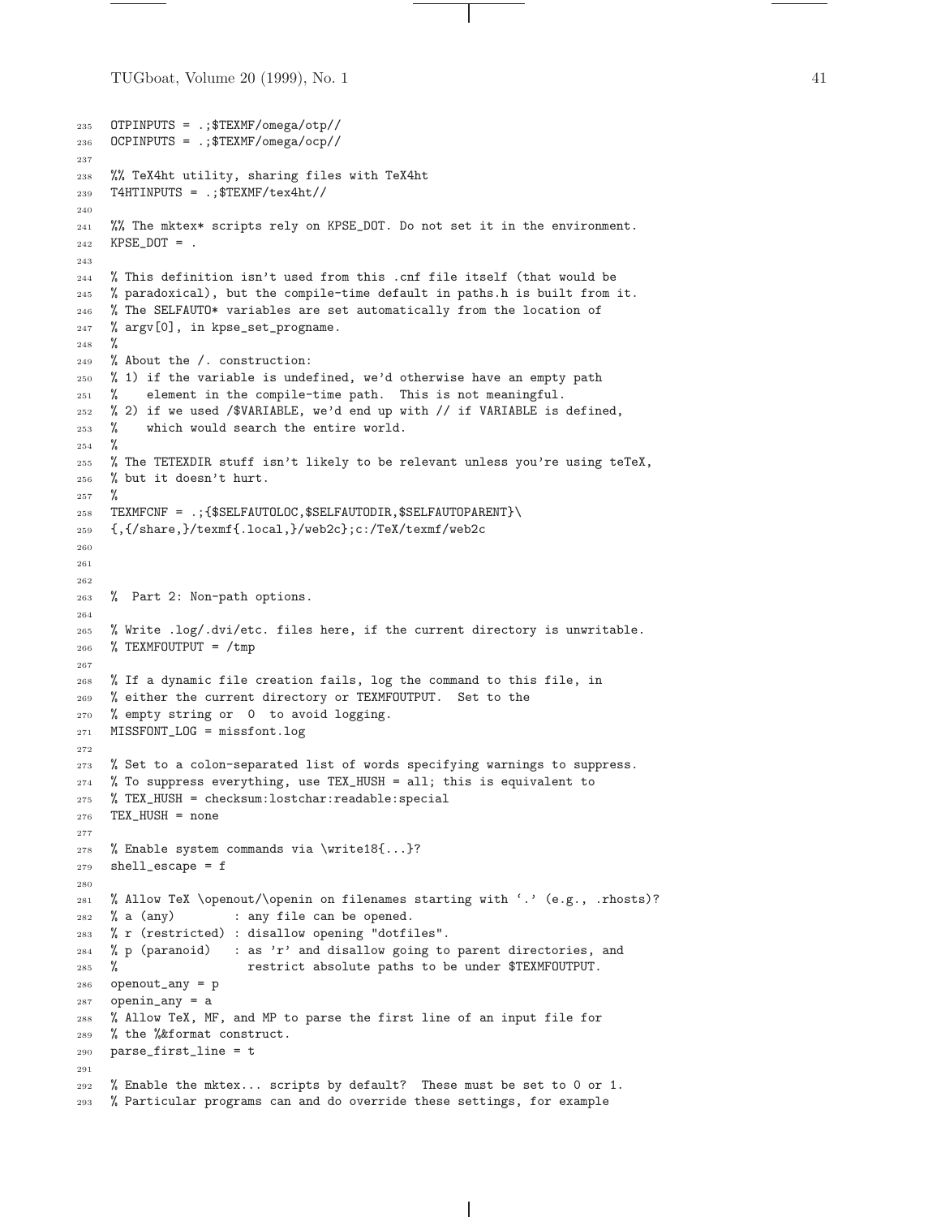```
235  OTPINPUTS = .;$TEXMF/omega/otp//
236  OCPINPUTS = .;$TEXMF/omega/ocp//
237
238  %% TeX4ht utility, sharing files with TeX4ht
239  T4HTINPUTS = .;$TEXMF/tex4ht//
240
241  %% The mktex* scripts rely on KPSE_DOT. Do not set it in the environment.
242  KPSE_DOT = .
243
244  % This definition isn't used from this .cnf file itself (that would be
245  % paradoxical), but the compile-time default in paths.h is built from it.
246  % The SELFAUTO* variables are set automatically from the location of
247  % argv[0], in kpse_set_progname.
248  %
249  % About the /. construction:
250  % 1) if the variable is undefined, we'd otherwise have an empty path
251  %    element in the compile-time path.  This is not meaningful.
252  % 2) if we used /$VARIABLE, we'd end up with // if VARIABLE is defined,
253  %    which would search the entire world.
254  %
255  % The TETEXDIR stuff isn't likely to be relevant unless you're using teTeX,
256  % but it doesn't hurt.
257  %
258  TEXMFCNF = .;{$SELFAUTOLOC,$SELFAUTODIR,$SELFAUTOPARENT}\
259  {,{/share,}/texmf{.local,}/web2c};c:/TeX/texmf/web2c
260
261
262
263  %  Part 2: Non-path options.
264
265  % Write .log/.dvi/etc. files here, if the current directory is unwritable.
266  % TEXMFOUTPUT = /tmp
267
268  % If a dynamic file creation fails, log the command to this file, in
269  % either the current directory or TEXMFOUTPUT.  Set to the
270  % empty string or  0  to avoid logging.
271  MISSFONT_LOG = missfont.log
272
273  % Set to a colon-separated list of words specifying warnings to suppress.
274  % To suppress everything, use TEX_HUSH = all; this is equivalent to
275  % TEX_HUSH = checksum:lostchar:readable:special
276  TEX_HUSH = none
277
278  % Enable system commands via \write18{...}?
279  shell_escape = f
280
281  % Allow TeX \openout/\openin on filenames starting with `.' (e.g., .rhosts)?
282  % a (any)        : any file can be opened.
283  % r (restricted) : disallow opening "dotfiles".
284  % p (paranoid)   : as 'r' and disallow going to parent directories, and
285  %                  restrict absolute paths to be under $TEXMFOUTPUT.
286  openout_any = p
287  openin_any = a
288  % Allow TeX, MF, and MP to parse the first line of an input file for
289  % the %&format construct.
290  parse_first_line = t
291
292  % Enable the mktex... scripts by default?  These must be set to 0 or 1.
293  % Particular programs can and do override these settings, for example
```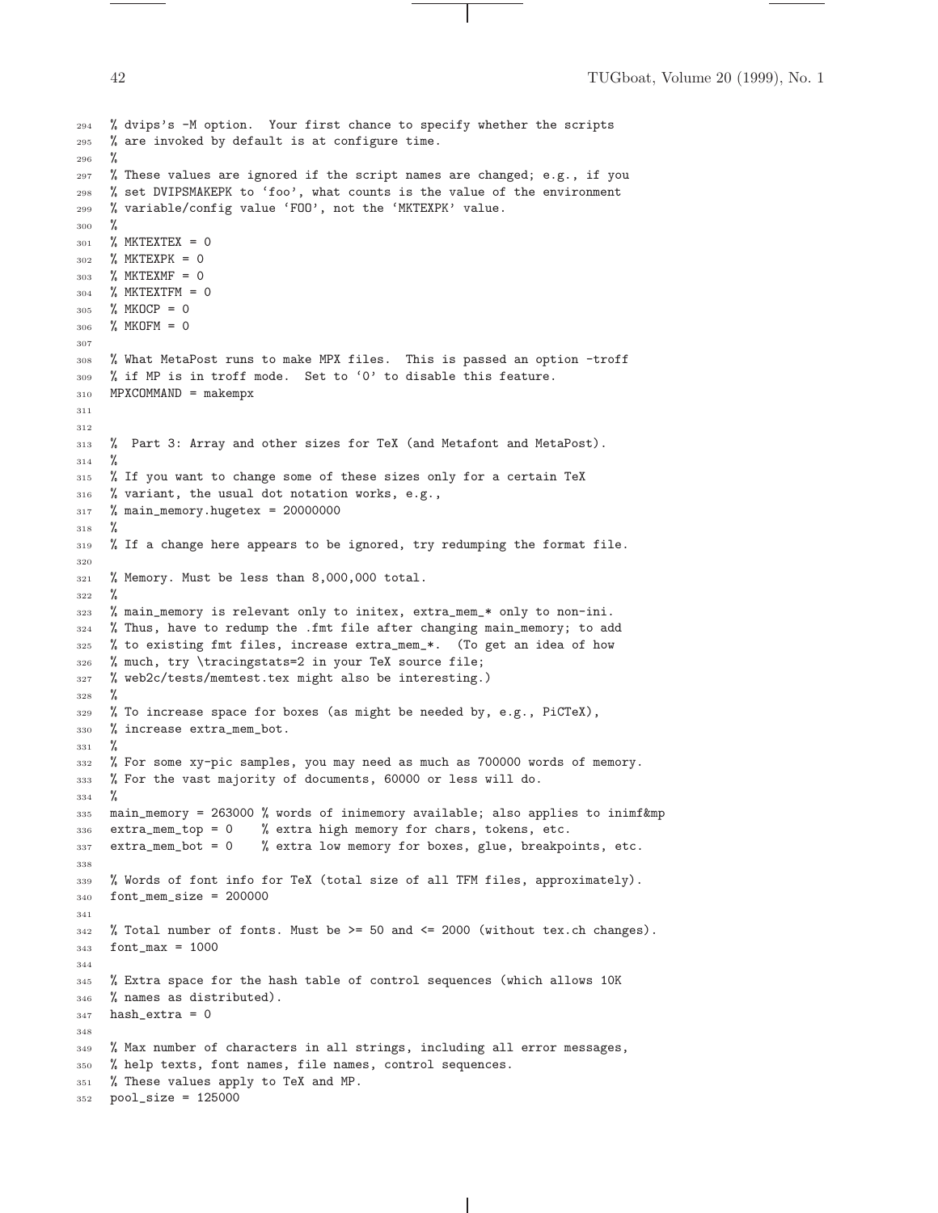```
294  % dvips's -M option.  Your first chance to specify whether the scripts
295  % are invoked by default is at configure time.
296  %
297  % These values are ignored if the script names are changed; e.g., if you
298  % set DVIPSMAKEPK to 'foo', what counts is the value of the environment
299  % variable/config value 'FOO', not the 'MKTEXPK' value.
300  %
301  % MKTEXTEX = 0
302  % MKTEXPK = 0
303  % MKTEXMF = 0
304  % MKTEXTFM = 0
305  % MKOCP = 0
306  % MKOFM = 0
307
308  % What MetaPost runs to make MPX files.  This is passed an option -troff
309  % if MP is in troff mode.  Set to '0' to disable this feature.
310  MPXCOMMAND = makempx
311
312
313  %  Part 3: Array and other sizes for TeX (and Metafont and MetaPost).
314  %
315  % If you want to change some of these sizes only for a certain TeX
316  % variant, the usual dot notation works, e.g.,
317  % main_memory.hugetex = 20000000
318  %
319  % If a change here appears to be ignored, try redumping the format file.
320
321  % Memory. Must be less than 8,000,000 total.
322  %
323  % main_memory is relevant only to initex, extra_mem_* only to non-ini.
324  % Thus, have to redump the .fmt file after changing main_memory; to add
325  % to existing fmt files, increase extra_mem_*.  (To get an idea of how
326  % much, try \tracingstats=2 in your TeX source file;
327  % web2c/tests/memtest.tex might also be interesting.)
328  %
329  % To increase space for boxes (as might be needed by, e.g., PiCTeX),
330  % increase extra_mem_bot.
331  %
332  % For some xy-pic samples, you may need as much as 700000 words of memory.
333  % For the vast majority of documents, 60000 or less will do.
334  %
335  main_memory = 263000 % words of inimemory available; also applies to inimf&mp
336  extra_mem_top = 0    % extra high memory for chars, tokens, etc.
337  extra_mem_bot = 0    % extra low memory for boxes, glue, breakpoints, etc.
338
339  % Words of font info for TeX (total size of all TFM files, approximately).
340  font_mem_size = 200000
341
342  % Total number of fonts. Must be >= 50 and <= 2000 (without tex.ch changes).
343  font_max = 1000
344
345  % Extra space for the hash table of control sequences (which allows 10K
346  % names as distributed).
347  hash_extra = 0
348
349  % Max number of characters in all strings, including all error messages,
350  % help texts, font names, file names, control sequences.
351  % These values apply to TeX and MP.
352  pool_size = 125000
```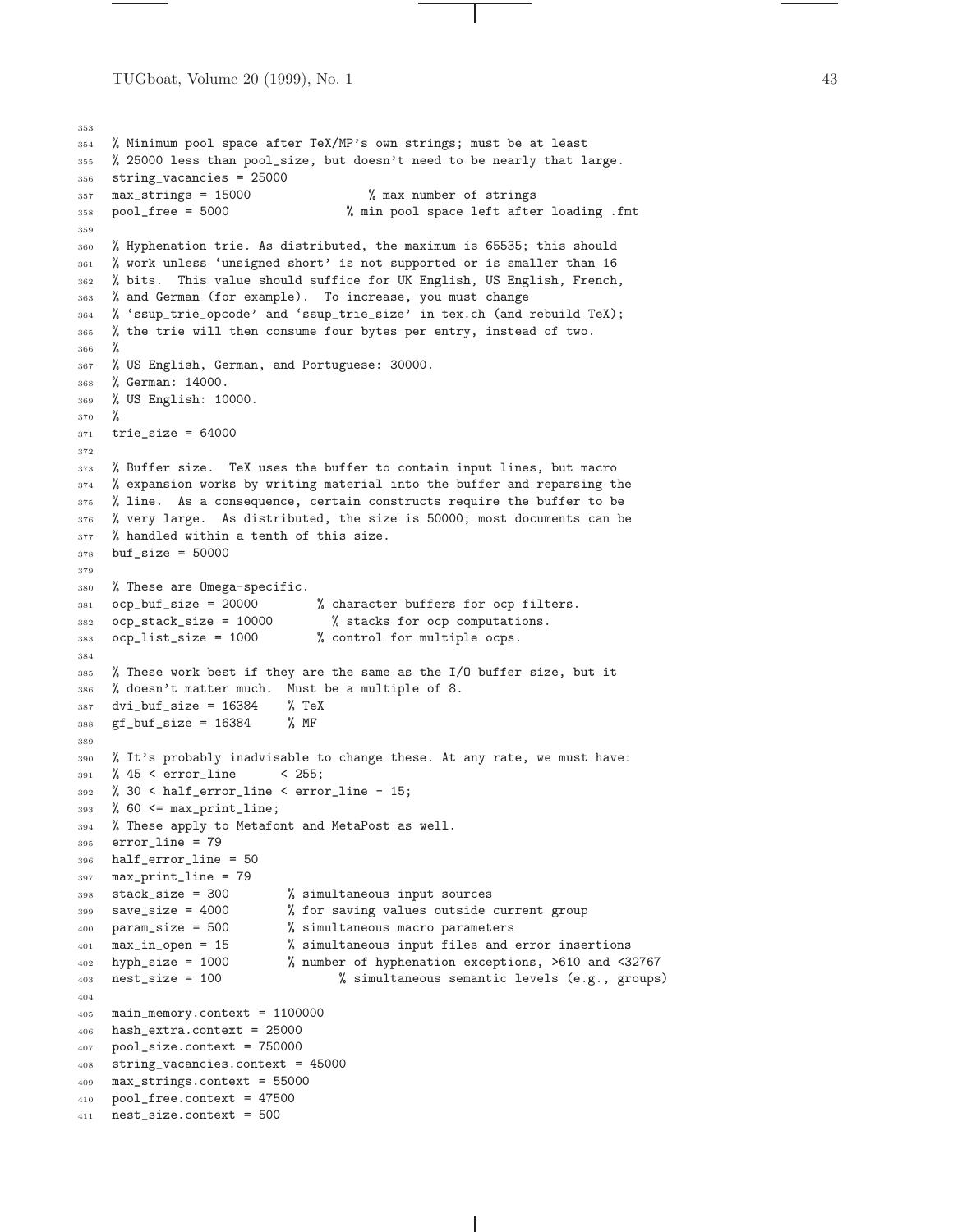```
353
354  % Minimum pool space after TeX/MP's own strings; must be at least
355  % 25000 less than pool_size, but doesn't need to be nearly that large.
356  string_vacancies = 25000
357  max_strings = 15000               % max number of strings
358  pool_free = 5000                % min pool space left after loading .fmt
359
360  % Hyphenation trie. As distributed, the maximum is 65535; this should
361  % work unless `unsigned short' is not supported or is smaller than 16
362  % bits.  This value should suffice for UK English, US English, French,
363  % and German (for example).  To increase, you must change
364  % `ssup_trie_opcode' and `ssup_trie_size' in tex.ch (and rebuild TeX);
365  % the trie will then consume four bytes per entry, instead of two.
366  %
367  % US English, German, and Portuguese: 30000.
368  % German: 14000.
369  % US English: 10000.
370  %
371  trie_size = 64000
372
373  % Buffer size.  TeX uses the buffer to contain input lines, but macro
374  % expansion works by writing material into the buffer and reparsing the
375  % line.  As a consequence, certain constructs require the buffer to be
376  % very large.  As distributed, the size is 50000; most documents can be
377  % handled within a tenth of this size.
378  buf_size = 50000
379
380  % These are Omega-specific.
381  ocp_buf_size = 20000        % character buffers for ocp filters.
382  ocp_stack_size = 10000        % stacks for ocp computations.
383  ocp_list_size = 1000        % control for multiple ocps.
384
385  % These work best if they are the same as the I/O buffer size, but it
386  % doesn't matter much.  Must be a multiple of 8.
387  dvi_buf_size = 16384    % TeX
388  gf_buf_size = 16384     % MF
389
390  % It's probably inadvisable to change these. At any rate, we must have:
391  % 45 < error_line      < 255;
392  % 30 < half_error_line < error_line - 15;
393  % 60 <= max_print_line;
394  % These apply to Metafont and MetaPost as well.
395  error_line = 79
396  half_error_line = 50
397  max_print_line = 79
398  stack_size = 300        % simultaneous input sources
399  save_size = 4000        % for saving values outside current group
400  param_size = 500        % simultaneous macro parameters
401  max_in_open = 15        % simultaneous input files and error insertions
402  hyph_size = 1000        % number of hyphenation exceptions, >610 and <32767
403  nest_size = 100                % simultaneous semantic levels (e.g., groups)
404
405  main_memory.context = 1100000
406  hash_extra.context = 25000
407  pool_size.context = 750000
408  string_vacancies.context = 45000
409  max_strings.context = 55000
410  pool_free.context = 47500
411  nest_size.context = 500
```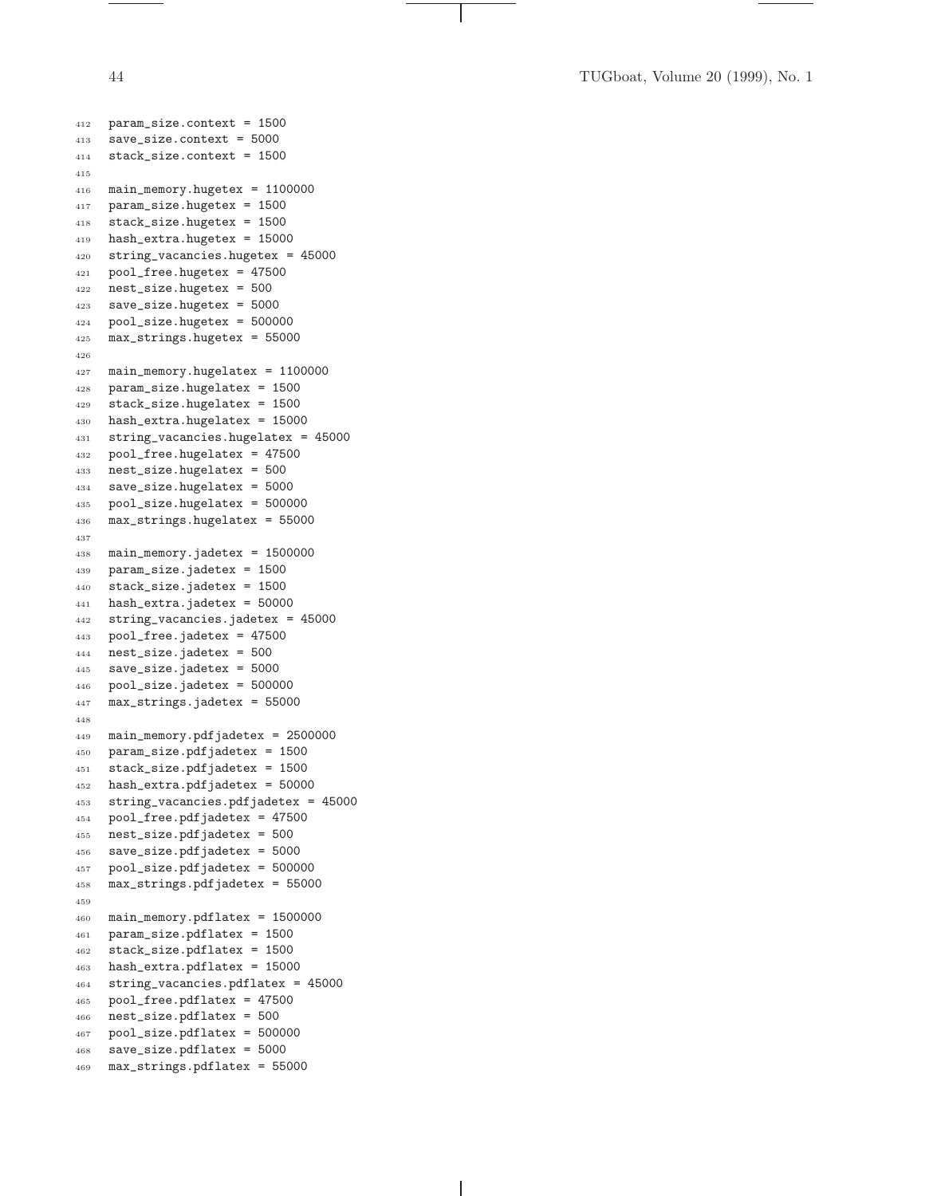```
412  param_size.context = 1500
413  save_size.context = 5000
414  stack_size.context = 1500
415
416  main_memory.hugetex = 1100000
417  param_size.hugetex = 1500
418  stack_size.hugetex = 1500
419  hash_extra.hugetex = 15000
420  string_vacancies.hugetex = 45000
421  pool_free.hugetex = 47500
422  nest_size.hugetex = 500
423  save_size.hugetex = 5000
424  pool_size.hugetex = 500000
425  max_strings.hugetex = 55000
426
427  main_memory.hugelatex = 1100000
428  param_size.hugelatex = 1500
429  stack_size.hugelatex = 1500
430  hash_extra.hugelatex = 15000
431  string_vacancies.hugelatex = 45000
432  pool_free.hugelatex = 47500
433  nest_size.hugelatex = 500
434  save_size.hugelatex = 5000
435  pool_size.hugelatex = 500000
436  max_strings.hugelatex = 55000
437
438  main_memory.jadetex = 1500000
439  param_size.jadetex = 1500
440  stack_size.jadetex = 1500
441  hash_extra.jadetex = 50000
442  string_vacancies.jadetex = 45000
443  pool_free.jadetex = 47500
444  nest_size.jadetex = 500
445  save_size.jadetex = 5000
446  pool_size.jadetex = 500000
447  max_strings.jadetex = 55000
448
449  main_memory.pdfjadetex = 2500000
450  param_size.pdfjadetex = 1500
451  stack_size.pdfjadetex = 1500
452  hash_extra.pdfjadetex = 50000
453  string_vacancies.pdfjadetex = 45000
454  pool_free.pdfjadetex = 47500
455  nest_size.pdfjadetex = 500
456  save_size.pdfjadetex = 5000
457  pool_size.pdfjadetex = 500000
458  max_strings.pdfjadetex = 55000
459
460  main_memory.pdflatex = 1500000
461  param_size.pdflatex = 1500
462  stack_size.pdflatex = 1500
463  hash_extra.pdflatex = 15000
464  string_vacancies.pdflatex = 45000
465  pool_free.pdflatex = 47500
466  nest_size.pdflatex = 500
467  pool_size.pdflatex = 500000
468  save_size.pdflatex = 5000
469  max_strings.pdflatex = 55000
```